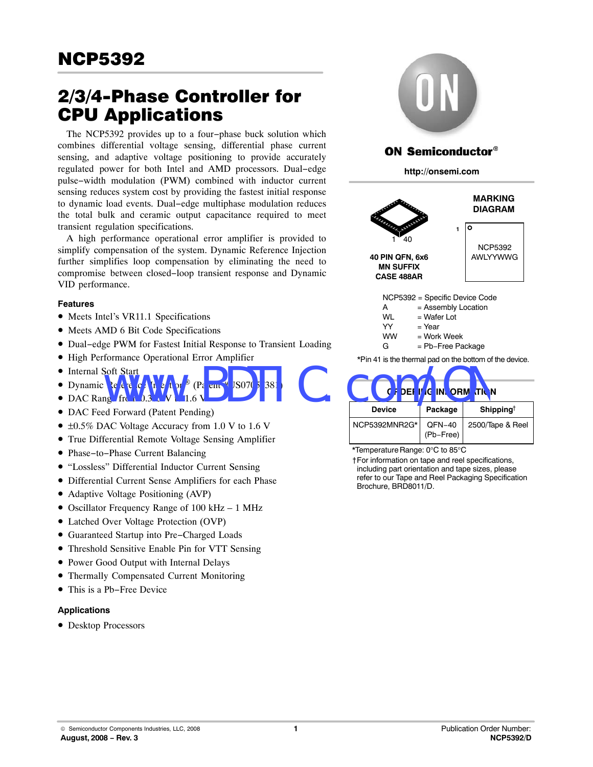# NCP5392

## 2/3/4-Phase Controller for CPU Applications

The NCP5392 provides up to a four−phase buck solution which combines differential voltage sensing, differential phase current sensing, and adaptive voltage positioning to provide accurately regulated power for both Intel and AMD processors. Dual−edge pulse−width modulation (PWM) combined with inductor current sensing reduces system cost by providing the fastest initial response to dynamic load events. Dual−edge multiphase modulation reduces the total bulk and ceramic output capacitance required to meet transient regulation specifications.

A high performance operational error amplifier is provided to simplify compensation of the system. Dynamic Reference Injection further simplifies loop compensation by eliminating the need to compromise between closed−loop transient response and Dynamic VID performance.

### Features

- Meets Intel's VR11.1 Specifications
- Meets AMD 6 Bit Code Specifications
- Dual−edge PWM for Fastest Initial Response to Transient Loading
- High Performance Operational Error Amplifier
- Internal Soft Start
- Dynamic Reference Injection® (Patent #US07057381)
- DAC Range from 0.375 V to 1.6 V
- DAC Feed Forward (Patent Pending)
- ±0.5% DAC Voltage Accuracy from 1.0 V to 1.6 V
- True Differential Remote Voltage Sensing Amplifier
- Phase−to−Phase Current Balancing
- "Lossless" Differential Inductor Current Sensing
- Differential Current Sense Amplifiers for each Phase
- Adaptive Voltage Positioning (AVP)
- Oscillator Frequency Range of 100 kHz – 1 MHz
- Latched Over Voltage Protection (OVP)
- Guaranteed Startup into Pre−Charged Loads
- Threshold Sensitive Enable Pin for VTT Sensing
- Power Good Output with Internal Delays
- Thermally Compensated Current Monitoring
- This is a Pb−Free Device

### Applications

- Desktop Processors

**ON Semiconductor®**

**http://onsemi.com**

**40 PIN QFN, 6x6**
**MN SUFFIX**
**CASE 488AR**

**MARKING DIAGRAM**

NCP5392
AWLYYWWG

NCP5392 = Specific Device Code
A = Assembly Location
WL = Wafer Lot
YY = Year
WW = Work Week
G = Pb−Free Package

*Pin 41 is the thermal pad on the bottom of the device.

### ORDERING INFORMATION

| Device | Package | Shipping† |
|---|---|---|
| NCP5392MNR2G* | QFN−40 (Pb−Free) | 2500/Tape & Reel |

*Temperature Range: 0°C to 85°C

†For information on tape and reel specifications, including part orientation and tape sizes, please refer to our Tape and Reel Packaging Specification Brochure, BRD8011/D.

© Semiconductor Components Industries, LLC, 2008
August, 2008 − Rev. 3
Publication Order Number: NCP5392/D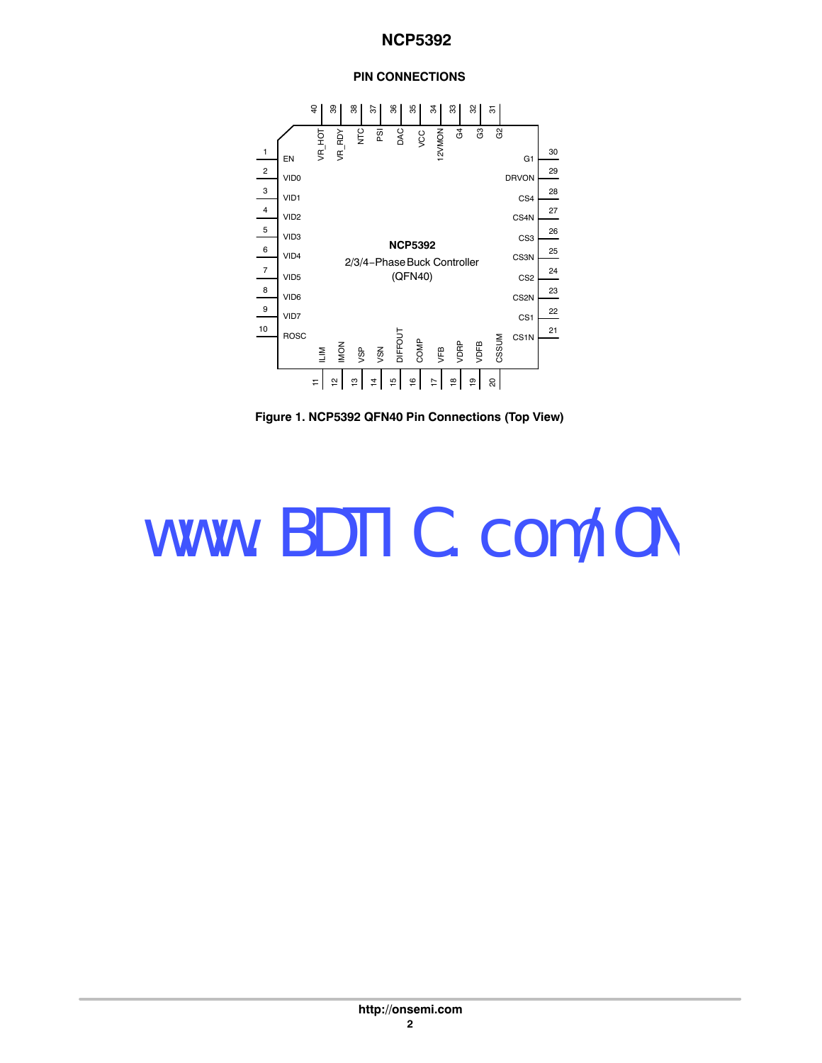## PIN CONNECTIONS

| Pin | Name | Pin | Name |
|---|---|---|---|
| 1 | EN | 21 | CS1N |
| 2 | VID0 | 22 | CS1 |
| 3 | VID1 | 23 | CS2N |
| 4 | VID2 | 24 | CS2 |
| 5 | VID3 | 25 | CS3N |
| 6 | VID4 | 26 | CS3 |
| 7 | VID5 | 27 | CS4N |
| 8 | VID6 | 28 | CS4 |
| 9 | VID7 | 29 | DRVON |
| 10 | ROSC | 30 | G1 |
| 11 | ILIM | 31 | G2 |
| 12 | IMON | 32 | G3 |
| 13 | VSP | 33 | G4 |
| 14 | VSN | 34 | 12VMON |
| 15 | DIFFOUT | 35 | VCC |
| 16 | COMP | 36 | DAC |
| 17 | VFB | 37 | PSI |
| 18 | VDRP | 38 | NTC |
| 19 | VDFB | 39 | VR_RDY |
| 20 | CSSUM | 40 | VR_HOT |

NCP5392
2/3/4−Phase Buck Controller
(QFN40)

**Figure 1. NCP5392 QFN40 Pin Connections (Top View)**

www.BDTIC.com/ON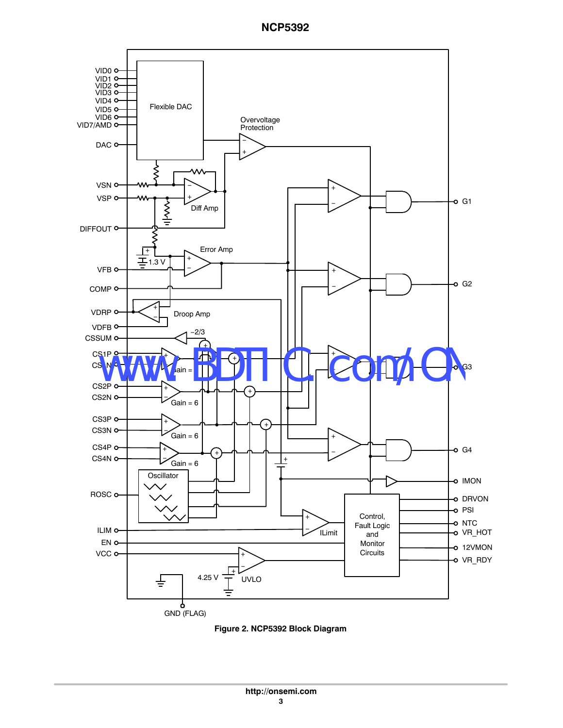Figure 2. NCP5392 Block Diagram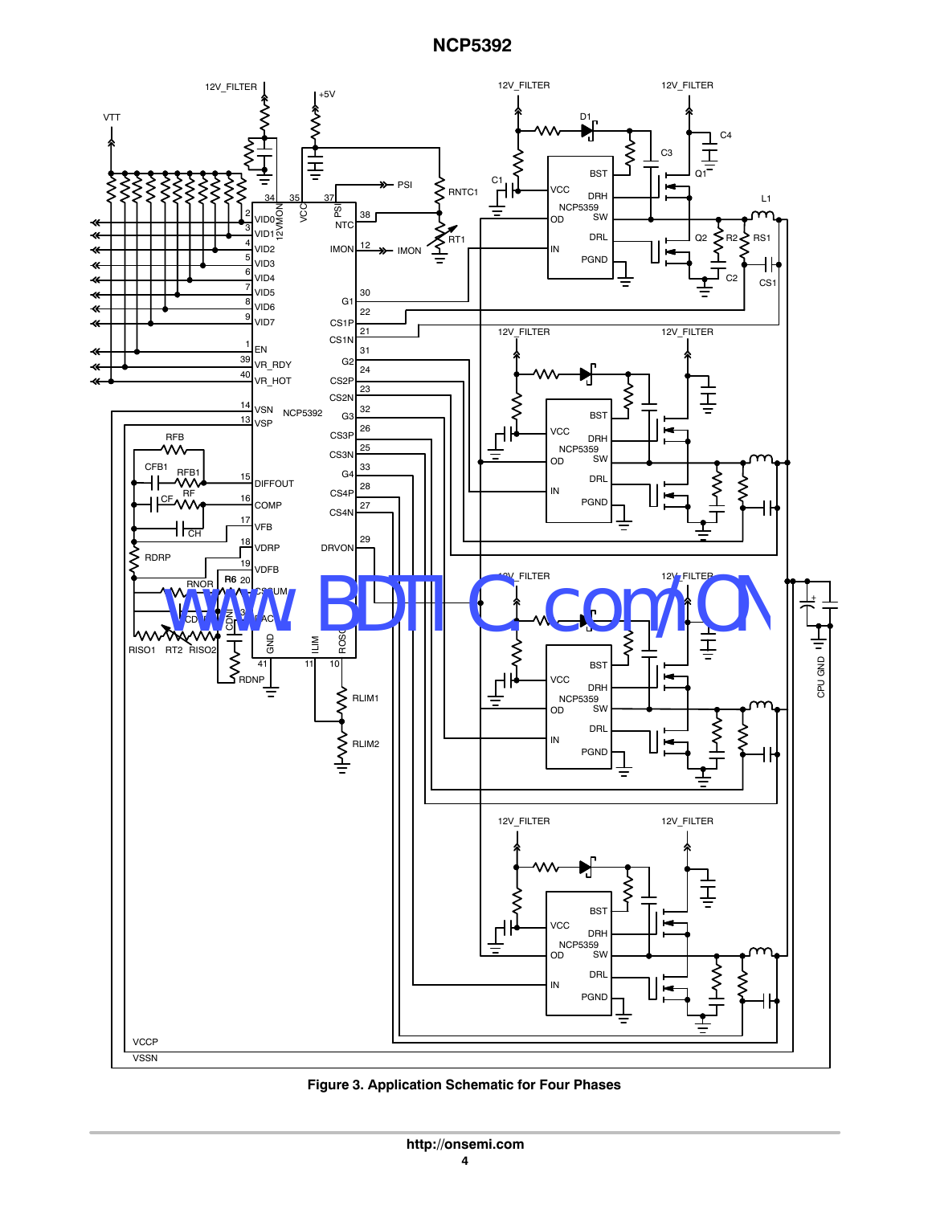Figure 3. Application Schematic for Four Phases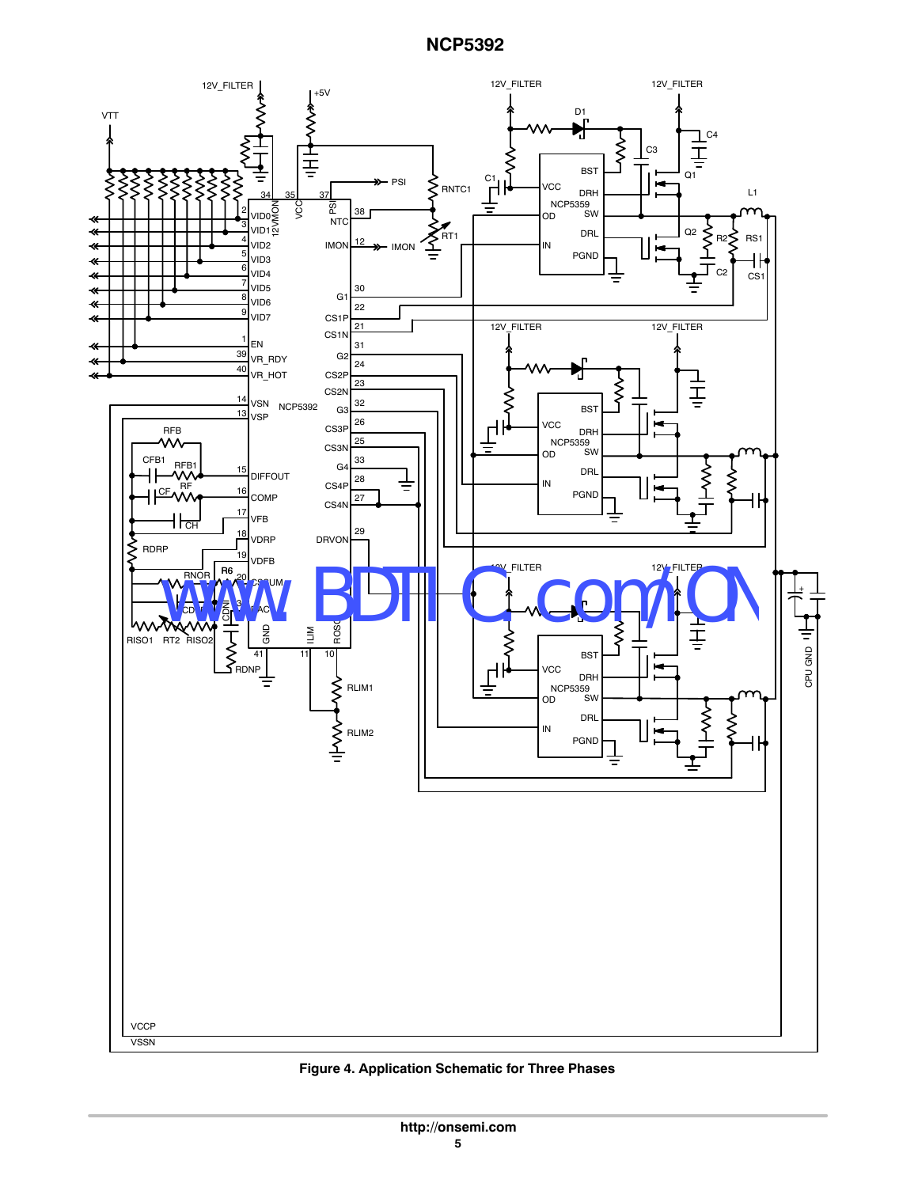Figure 4. Application Schematic for Three Phases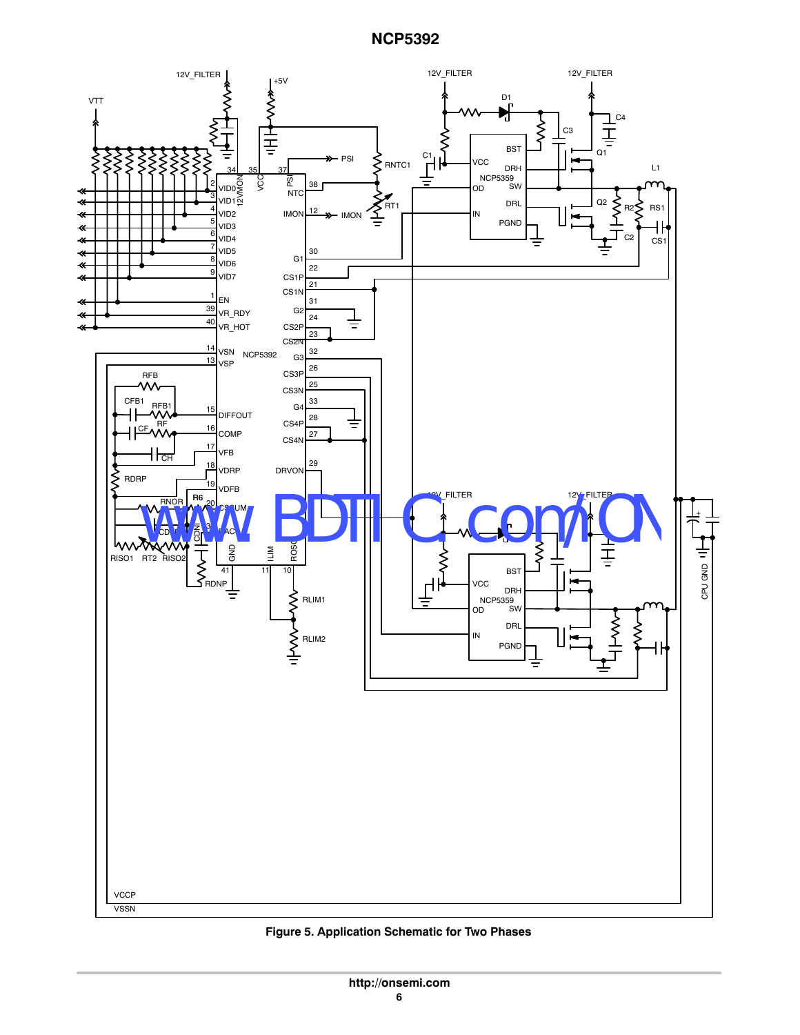Figure 5. Application Schematic for Two Phases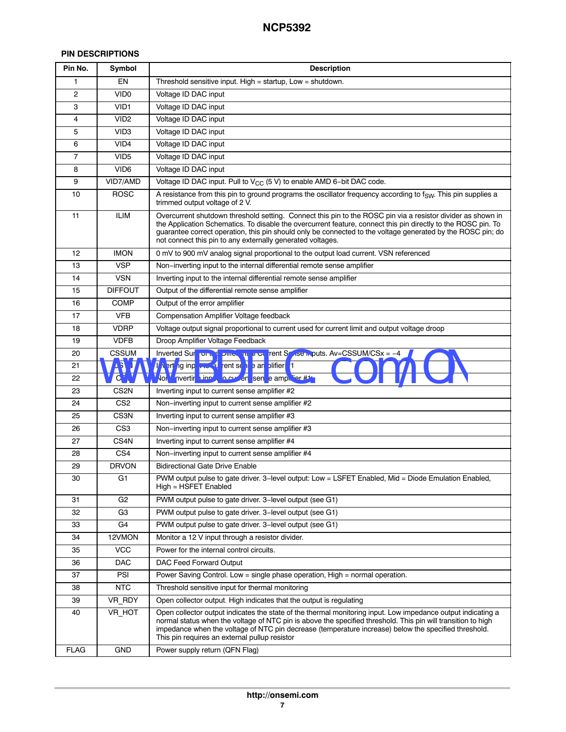## PIN DESCRIPTIONS

| Pin No. | Symbol | Description |
|---|---|---|
| 1 | EN | Threshold sensitive input. High = startup, Low = shutdown. |
| 2 | VID0 | Voltage ID DAC input |
| 3 | VID1 | Voltage ID DAC input |
| 4 | VID2 | Voltage ID DAC input |
| 5 | VID3 | Voltage ID DAC input |
| 6 | VID4 | Voltage ID DAC input |
| 7 | VID5 | Voltage ID DAC input |
| 8 | VID6 | Voltage ID DAC input |
| 9 | VID7/AMD | Voltage ID DAC input. Pull to $V_{CC}$ (5 V) to enable AMD 6−bit DAC code. |
| 10 | ROSC | A resistance from this pin to ground programs the oscillator frequency according to $f_{SW}$. This pin supplies a trimmed output voltage of 2 V. |
| 11 | ILIM | Overcurrent shutdown threshold setting. Connect this pin to the ROSC pin via a resistor divider as shown in the Application Schematics. To disable the overcurrent feature, connect this pin directly to the ROSC pin. To guarantee correct operation, this pin should only be connected to the voltage generated by the ROSC pin; do not connect this pin to any externally generated voltages. |
| 12 | IMON | 0 mV to 900 mV analog signal proportional to the output load current. VSN referenced |
| 13 | VSP | Non−inverting input to the internal differential remote sense amplifier |
| 14 | VSN | Inverting input to the internal differential remote sense amplifier |
| 15 | DIFFOUT | Output of the differential remote sense amplifier |
| 16 | COMP | Output of the error amplifier |
| 17 | VFB | Compensation Amplifier Voltage feedback |
| 18 | VDRP | Voltage output signal proportional to current used for current limit and output voltage droop |
| 19 | VDFB | Droop Amplifier Voltage Feedback |
| 20 | CSSUM | Inverted Sum of the Differential Current Sense inputs. Av=CSSUM/CSx = −4 |
| 21 | CS1N | Inverting input to current sense amplifier #1 |
| 22 | CS1 | Non−inverting input to current sense amplifier #1 |
| 23 | CS2N | Inverting input to current sense amplifier #2 |
| 24 | CS2 | Non−inverting input to current sense amplifier #2 |
| 25 | CS3N | Inverting input to current sense amplifier #3 |
| 26 | CS3 | Non−inverting input to current sense amplifier #3 |
| 27 | CS4N | Inverting input to current sense amplifier #4 |
| 28 | CS4 | Non−inverting input to current sense amplifier #4 |
| 29 | DRVON | Bidirectional Gate Drive Enable |
| 30 | G1 | PWM output pulse to gate driver. 3−level output: Low = LSFET Enabled, Mid = Diode Emulation Enabled, High = HSFET Enabled |
| 31 | G2 | PWM output pulse to gate driver. 3−level output (see G1) |
| 32 | G3 | PWM output pulse to gate driver. 3−level output (see G1) |
| 33 | G4 | PWM output pulse to gate driver. 3−level output (see G1) |
| 34 | 12VMON | Monitor a 12 V input through a resistor divider. |
| 35 | VCC | Power for the internal control circuits. |
| 36 | DAC | DAC Feed Forward Output |
| 37 | PSI | Power Saving Control. Low = single phase operation, High = normal operation. |
| 38 | NTC | Threshold sensitive input for thermal monitoring |
| 39 | VR_RDY | Open collector output. High indicates that the output is regulating |
| 40 | VR_HOT | Open collector output indicates the state of the thermal monitoring input. Low impedance output indicating a normal status when the voltage of NTC pin is above the specified threshold. This pin will transition to high impedance when the voltage of NTC pin decrease (temperature increase) below the specified threshold. This pin requires an external pullup resistor |
| FLAG | GND | Power supply return (QFN Flag) |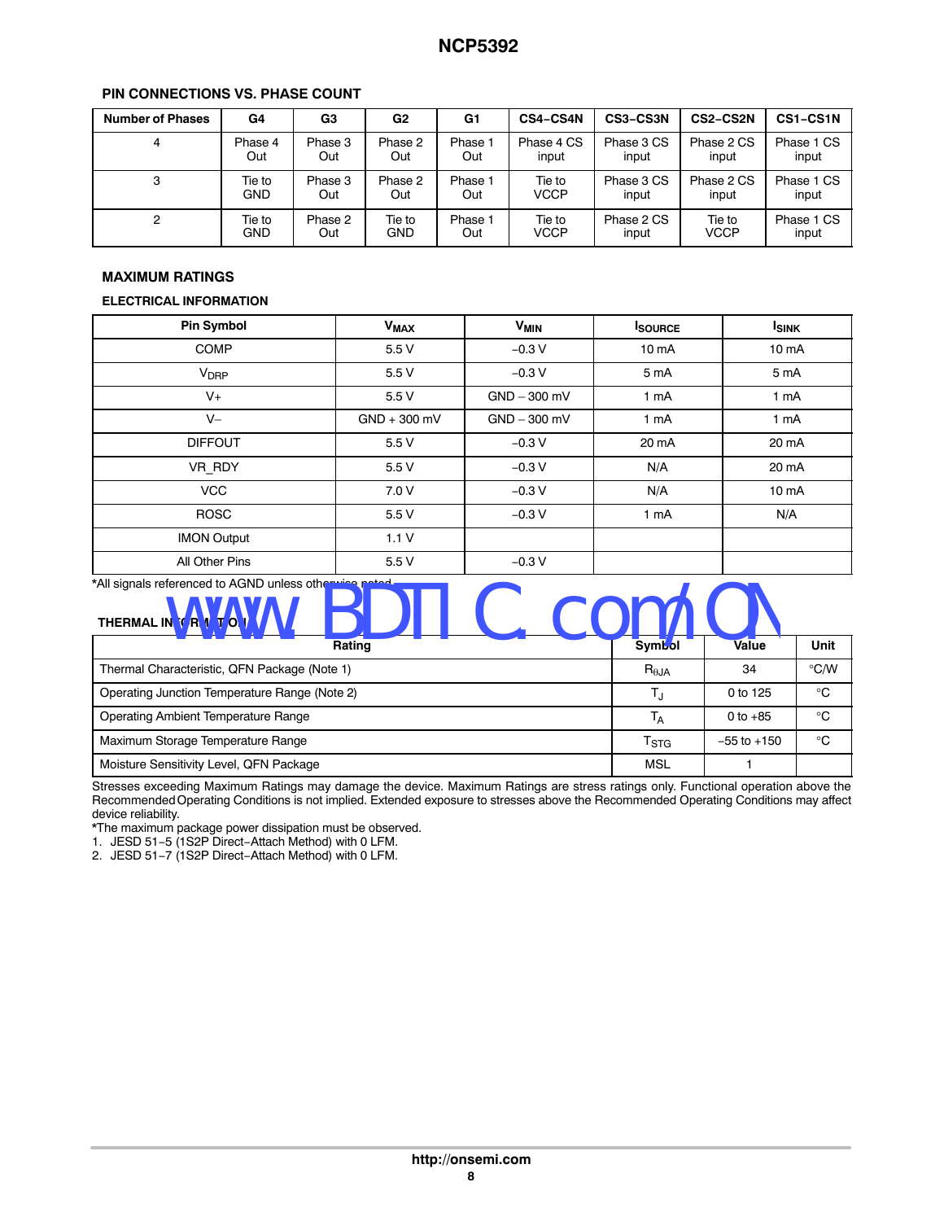### PIN CONNECTIONS VS. PHASE COUNT

| Number of Phases | G4 | G3 | G2 | G1 | CS4−CS4N | CS3−CS3N | CS2−CS2N | CS1−CS1N |
|---|---|---|---|---|---|---|---|---|
| 4 | Phase 4 Out | Phase 3 Out | Phase 2 Out | Phase 1 Out | Phase 4 CS input | Phase 3 CS input | Phase 2 CS input | Phase 1 CS input |
| 3 | Tie to GND | Phase 3 Out | Phase 2 Out | Phase 1 Out | Tie to VCCP | Phase 3 CS input | Phase 2 CS input | Phase 1 CS input |
| 2 | Tie to GND | Phase 2 Out | Tie to GND | Phase 1 Out | Tie to VCCP | Phase 2 CS input | Tie to VCCP | Phase 1 CS input |

### MAXIMUM RATINGS

#### ELECTRICAL INFORMATION

| Pin Symbol | $V_{MAX}$ | $V_{MIN}$ | $I_{SOURCE}$ | $I_{SINK}$ |
|---|---|---|---|---|
| COMP | 5.5 V | −0.3 V | 10 mA | 10 mA |
| $V_{DRP}$ | 5.5 V | −0.3 V | 5 mA | 5 mA |
| V+ | 5.5 V | GND − 300 mV | 1 mA | 1 mA |
| V− | GND + 300 mV | GND − 300 mV | 1 mA | 1 mA |
| DIFFOUT | 5.5 V | −0.3 V | 20 mA | 20 mA |
| VR_RDY | 5.5 V | −0.3 V | N/A | 20 mA |
| VCC | 7.0 V | −0.3 V | N/A | 10 mA |
| ROSC | 5.5 V | −0.3 V | 1 mA | N/A |
| IMON Output | 1.1 V | | | |
| All Other Pins | 5.5 V | −0.3 V | | |

*All signals referenced to AGND unless otherwise noted.

#### THERMAL INFORMATION

| Rating | Symbol | Value | Unit |
|---|---|---|---|
| Thermal Characteristic, QFN Package (Note 1) | $R_{\theta JA}$ | 34 | °C/W |
| Operating Junction Temperature Range (Note 2) | $T_J$ | 0 to 125 | °C |
| Operating Ambient Temperature Range | $T_A$ | 0 to +85 | °C |
| Maximum Storage Temperature Range | $T_{STG}$ | −55 to +150 | °C |
| Moisture Sensitivity Level, QFN Package | MSL | 1 | |

Stresses exceeding Maximum Ratings may damage the device. Maximum Ratings are stress ratings only. Functional operation above the Recommended Operating Conditions is not implied. Extended exposure to stresses above the Recommended Operating Conditions may affect device reliability.

*The maximum package power dissipation must be observed.

1. JESD 51−5 (1S2P Direct−Attach Method) with 0 LFM.
2. JESD 51−7 (1S2P Direct−Attach Method) with 0 LFM.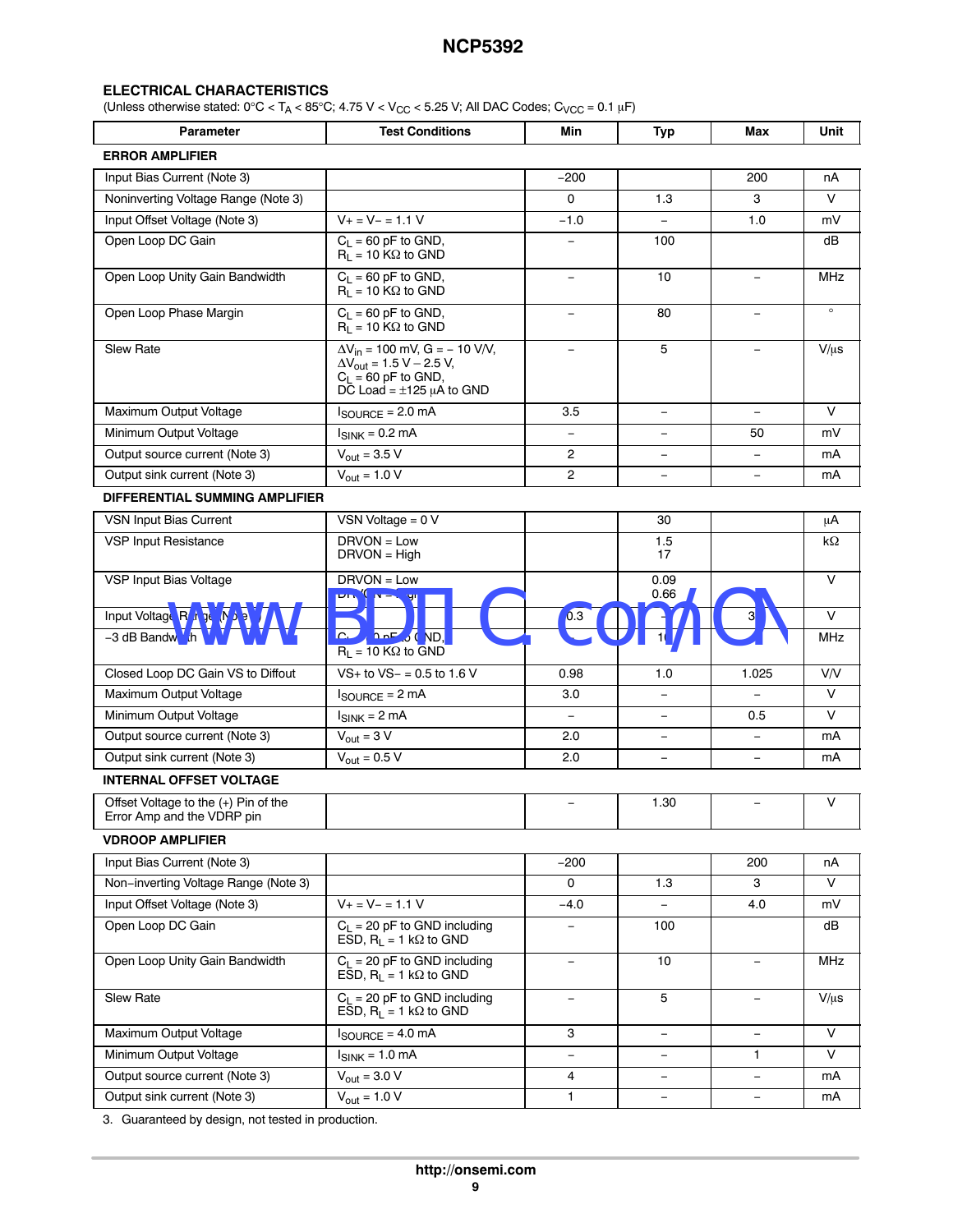## ELECTRICAL CHARACTERISTICS

(Unless otherwise stated: 0°C < $T_A$ < 85°C; 4.75 V < $V_{CC}$ < 5.25 V; All DAC Codes; $C_{VCC}$ = 0.1 μF)

| Parameter | Test Conditions | Min | Typ | Max | Unit |
|---|---|---|---|---|---|
| **ERROR AMPLIFIER** | | | | | |
| Input Bias Current (Note 3) | | −200 | | 200 | nA |
| Noninverting Voltage Range (Note 3) | | 0 | 1.3 | 3 | V |
| Input Offset Voltage (Note 3) | V+ = V− = 1.1 V | −1.0 | – | 1.0 | mV |
| Open Loop DC Gain | $C_L$ = 60 pF to GND, $R_L$ = 10 KΩ to GND | – | 100 | | dB |
| Open Loop Unity Gain Bandwidth | $C_L$ = 60 pF to GND, $R_L$ = 10 KΩ to GND | – | 10 | – | MHz |
| Open Loop Phase Margin | $C_L$ = 60 pF to GND, $R_L$ = 10 KΩ to GND | – | 80 | – | ° |
| Slew Rate | $\Delta V_{in}$ = 100 mV, G = − 10 V/V, $\Delta V_{out}$ = 1.5 V – 2.5 V, $C_L$ = 60 pF to GND, DC Load = ±125 μA to GND | – | 5 | – | V/μs |
| Maximum Output Voltage | $I_{SOURCE}$ = 2.0 mA | 3.5 | – | – | V |
| Minimum Output Voltage | $I_{SINK}$ = 0.2 mA | – | – | 50 | mV |
| Output source current (Note 3) | $V_{out}$ = 3.5 V | 2 | – | – | mA |
| Output sink current (Note 3) | $V_{out}$ = 1.0 V | 2 | – | – | mA |
| **DIFFERENTIAL SUMMING AMPLIFIER** | | | | | |
| VSN Input Bias Current | VSN Voltage = 0 V | | 30 | | μA |
| VSP Input Resistance | DRVON = Low<br>DRVON = High | | 1.5<br>17 | | kΩ |
| VSP Input Bias Voltage | DRVON = Low<br>DRVON = High | | 0.09<br>0.66 | | V |
| Input Voltage Range (Note 3) | | −0.3 | – | 3 | V |
| −3 dB Bandwidth | $C_L$ = 80 pF to GND, $R_L$ = 10 KΩ to GND | | 10 | | MHz |
| Closed Loop DC Gain VS to Diffout | VS+ to VS− = 0.5 to 1.6 V | 0.98 | 1.0 | 1.025 | V/V |
| Maximum Output Voltage | $I_{SOURCE}$ = 2 mA | 3.0 | – | – | V |
| Minimum Output Voltage | $I_{SINK}$ = 2 mA | – | – | 0.5 | V |
| Output source current (Note 3) | $V_{out}$ = 3 V | 2.0 | – | – | mA |
| Output sink current (Note 3) | $V_{out}$ = 0.5 V | 2.0 | – | – | mA |
| **INTERNAL OFFSET VOLTAGE** | | | | | |
| Offset Voltage to the (+) Pin of the Error Amp and the VDRP pin | | – | 1.30 | – | V |
| **VDROOP AMPLIFIER** | | | | | |
| Input Bias Current (Note 3) | | −200 | | 200 | nA |
| Non−inverting Voltage Range (Note 3) | | 0 | 1.3 | 3 | V |
| Input Offset Voltage (Note 3) | V+ = V− = 1.1 V | −4.0 | – | 4.0 | mV |
| Open Loop DC Gain | $C_L$ = 20 pF to GND including ESD, $R_L$ = 1 kΩ to GND | – | 100 | | dB |
| Open Loop Unity Gain Bandwidth | $C_L$ = 20 pF to GND including ESD, $R_L$ = 1 kΩ to GND | – | 10 | – | MHz |
| Slew Rate | $C_L$ = 20 pF to GND including ESD, $R_L$ = 1 kΩ to GND | – | 5 | – | V/μs |
| Maximum Output Voltage | $I_{SOURCE}$ = 4.0 mA | 3 | – | – | V |
| Minimum Output Voltage | $I_{SINK}$ = 1.0 mA | – | – | 1 | V |
| Output source current (Note 3) | $V_{out}$ = 3.0 V | 4 | – | – | mA |
| Output sink current (Note 3) | $V_{out}$ = 1.0 V | 1 | – | – | mA |

3. Guaranteed by design, not tested in production.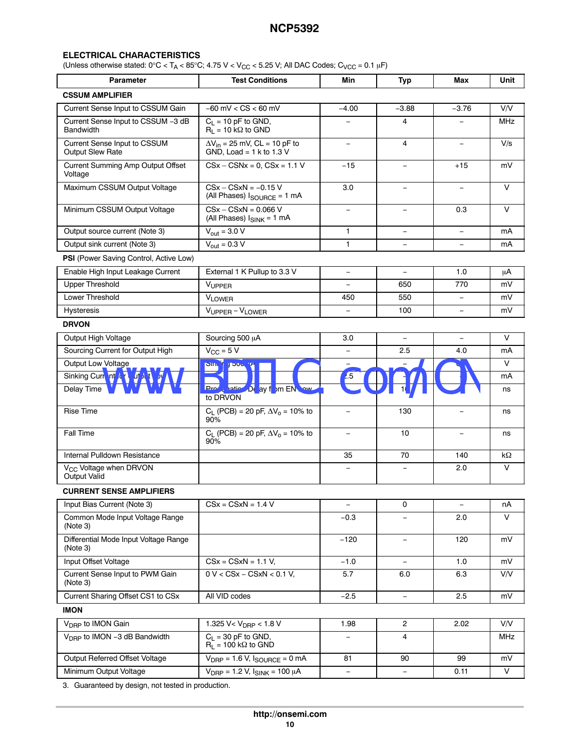## ELECTRICAL CHARACTERISTICS

(Unless otherwise stated: 0°C < $T_A$ < 85°C; 4.75 V < $V_{CC}$ < 5.25 V; All DAC Codes; $C_{VCC}$ = 0.1 μF)

| Parameter | Test Conditions | Min | Typ | Max | Unit |
|---|---|---|---|---|---|
| **CSSUM AMPLIFIER** | | | | | |
| Current Sense Input to CSSUM Gain | −60 mV < CS < 60 mV | −4.00 | −3.88 | −3.76 | V/V |
| Current Sense Input to CSSUM −3 dB Bandwidth | $C_L$ = 10 pF to GND, $R_L$ = 10 kΩ to GND | – | 4 | – | MHz |
| Current Sense Input to CSSUM Output Slew Rate | $\Delta V_{in}$ = 25 mV, CL = 10 pF to GND, Load = 1 k to 1.3 V | – | 4 | – | V/s |
| Current Summing Amp Output Offset Voltage | CSx − CSNx = 0, CSx = 1.1 V | −15 | – | +15 | mV |
| Maximum CSSUM Output Voltage | CSx − CSxN = −0.15 V (All Phases) $I_{SOURCE}$ = 1 mA | 3.0 | – | – | V |
| Minimum CSSUM Output Voltage | CSx − CSxN = 0.066 V (All Phases) $I_{SINK}$ = 1 mA | – | – | 0.3 | V |
| Output source current (Note 3) | $V_{out}$ = 3.0 V | 1 | – | – | mA |
| Output sink current (Note 3) | $V_{out}$ = 0.3 V | 1 | – | – | mA |
| **PSI** (Power Saving Control, Active Low) | | | | | |
| Enable High Input Leakage Current | External 1 K Pullup to 3.3 V | – | – | 1.0 | μA |
| Upper Threshold | $V_{UPPER}$ | – | 650 | 770 | mV |
| Lower Threshold | $V_{LOWER}$ | 450 | 550 | – | mV |
| Hysteresis | $V_{UPPER} - V_{LOWER}$ | – | 100 | – | mV |
| **DRVON** | | | | | |
| Output High Voltage | Sourcing 500 μA | 3.0 | – | – | V |
| Sourcing Current for Output High | $V_{CC}$ = 5 V | – | 2.5 | 4.0 | mA |
| Output Low Voltage | Sinking 500 μA | – | – | 0.7 | V |
| Sinking Current for Output Low | $V_{CC}$ = 5 V | 2.5 | – | – | mA |
| Delay Time | Propagation Delay from EN Low to DRVON | – | 10 | – | ns |
| Rise Time | $C_L$ (PCB) = 20 pF, $\Delta V_o$ = 10% to 90% | – | 130 | – | ns |
| Fall Time | $C_L$ (PCB) = 20 pF, $\Delta V_o$ = 10% to 90% | – | 10 | – | ns |
| Internal Pulldown Resistance | | 35 | 70 | 140 | kΩ |
| $V_{CC}$ Voltage when DRVON Output Valid | | – | – | 2.0 | V |
| **CURRENT SENSE AMPLIFIERS** | | | | | |
| Input Bias Current (Note 3) | CSx = CSxN = 1.4 V | – | 0 | – | nA |
| Common Mode Input Voltage Range (Note 3) | | −0.3 | – | 2.0 | V |
| Differential Mode Input Voltage Range (Note 3) | | −120 | – | 120 | mV |
| Input Offset Voltage | CSx = CSxN = 1.1 V, | −1.0 | – | 1.0 | mV |
| Current Sense Input to PWM Gain (Note 3) | 0 V < CSx − CSxN < 0.1 V, | 5.7 | 6.0 | 6.3 | V/V |
| Current Sharing Offset CS1 to CSx | All VID codes | −2.5 | – | 2.5 | mV |
| **IMON** | | | | | |
| $V_{DRP}$ to IMON Gain | 1.325 V< $V_{DRP}$ < 1.8 V | 1.98 | 2 | 2.02 | V/V |
| $V_{DRP}$ to IMON −3 dB Bandwidth | $C_L$ = 30 pF to GND, $R_L$ = 100 kΩ to GND | – | 4 | | MHz |
| Output Referred Offset Voltage | $V_{DRP}$ = 1.6 V, $I_{SOURCE}$ = 0 mA | 81 | 90 | 99 | mV |
| Minimum Output Voltage | $V_{DRP}$ = 1.2 V, $I_{SINK}$ = 100 μA | – | – | 0.11 | V |

3. Guaranteed by design, not tested in production.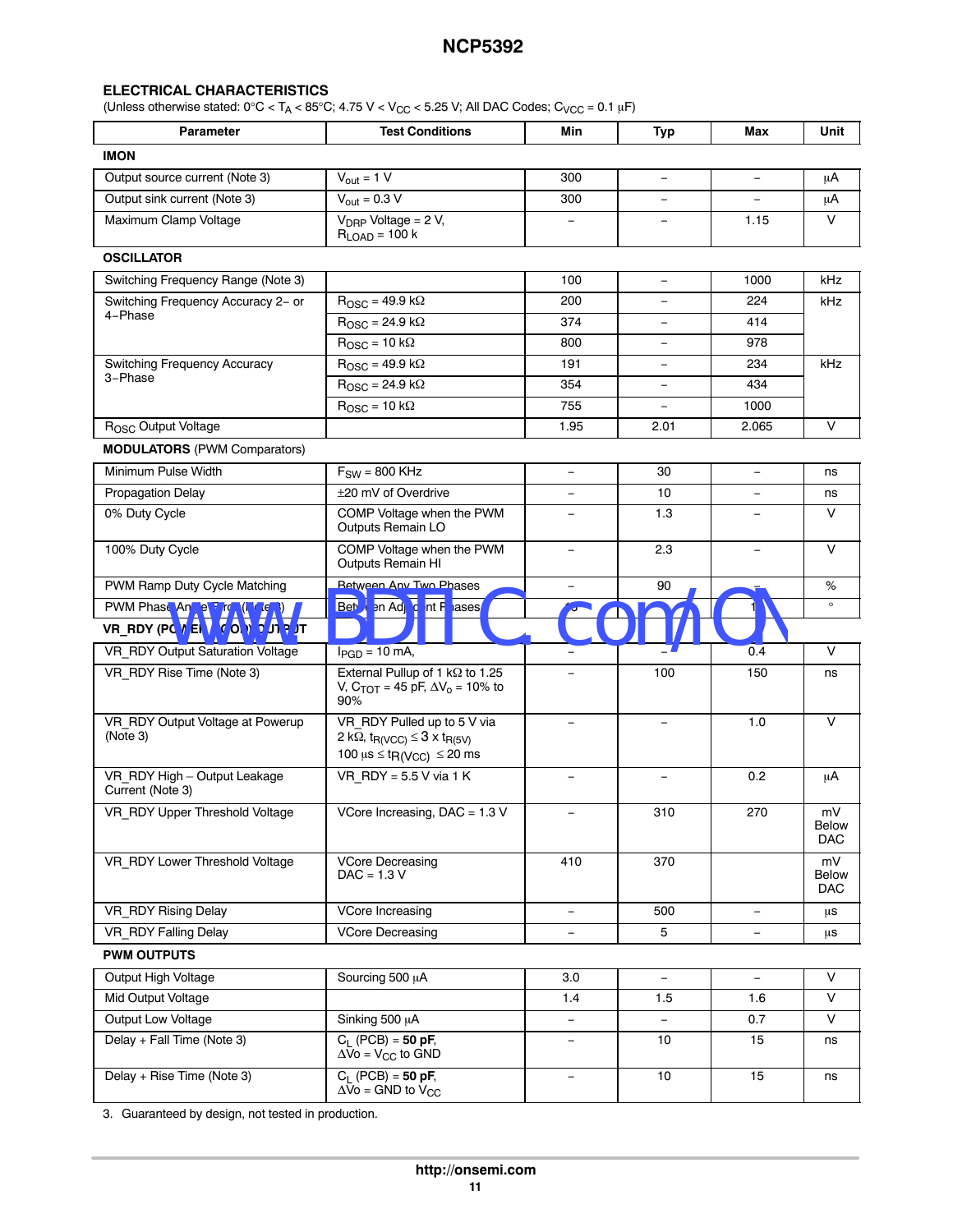## ELECTRICAL CHARACTERISTICS

(Unless otherwise stated: 0°C < $T_A$ < 85°C; 4.75 V < $V_{CC}$ < 5.25 V; All DAC Codes; $C_{VCC}$ = 0.1 μF)

| Parameter | Test Conditions | Min | Typ | Max | Unit |
|---|---|---|---|---|---|
| **IMON** | | | | | |
| Output source current (Note 3) | $V_{out}$ = 1 V | 300 | – | – | μA |
| Output sink current (Note 3) | $V_{out}$ = 0.3 V | 300 | – | – | μA |
| Maximum Clamp Voltage | $V_{DRP}$ Voltage = 2 V, $R_{LOAD}$ = 100 k | – | – | 1.15 | V |
| **OSCILLATOR** | | | | | |
| Switching Frequency Range (Note 3) | | 100 | – | 1000 | kHz |
| Switching Frequency Accuracy 2– or 4–Phase | $R_{OSC}$ = 49.9 kΩ | 200 | – | 224 | kHz |
| | $R_{OSC}$ = 24.9 kΩ | 374 | – | 414 | |
| | $R_{OSC}$ = 10 kΩ | 800 | – | 978 | |
| Switching Frequency Accuracy 3–Phase | $R_{OSC}$ = 49.9 kΩ | 191 | – | 234 | kHz |
| | $R_{OSC}$ = 24.9 kΩ | 354 | – | 434 | |
| | $R_{OSC}$ = 10 kΩ | 755 | – | 1000 | |
| $R_{OSC}$ Output Voltage | | 1.95 | 2.01 | 2.065 | V |
| **MODULATORS** (PWM Comparators) | | | | | |
| Minimum Pulse Width | $F_{SW}$ = 800 KHz | – | 30 | – | ns |
| Propagation Delay | ±20 mV of Overdrive | – | 10 | – | ns |
| 0% Duty Cycle | COMP Voltage when the PWM Outputs Remain LO | – | 1.3 | – | V |
| 100% Duty Cycle | COMP Voltage when the PWM Outputs Remain HI | – | 2.3 | – | V |
| PWM Ramp Duty Cycle Matching | Between Any Two Phases | – | 90 | – | % |
| PWM Phase Angle Error (Note 3) | Between Adjacent Phases | –15 | – | 15 | ° |
| **VR_RDY (POWER GOOD) OUTPUT** | | | | | |
| VR_RDY Output Saturation Voltage | $I_{PGD}$ = 10 mA, | – | – | 0.4 | V |
| VR_RDY Rise Time (Note 3) | External Pullup of 1 kΩ to 1.25 V, $C_{TOT}$ = 45 pF, $\Delta V_o$ = 10% to 90% | – | 100 | 150 | ns |
| VR_RDY Output Voltage at Powerup (Note 3) | VR_RDY Pulled up to 5 V via 2 kΩ, $t_{R(VCC)} \leq 3 \times t_{R(5V)}$ 100 μs ≤ $t_{R(VCC)}$ ≤ 20 ms | – | – | 1.0 | V |
| VR_RDY High – Output Leakage Current (Note 3) | VR_RDY = 5.5 V via 1 K | – | – | 0.2 | μA |
| VR_RDY Upper Threshold Voltage | VCore Increasing, DAC = 1.3 V | – | 310 | 270 | mV Below DAC |
| VR_RDY Lower Threshold Voltage | VCore Decreasing DAC = 1.3 V | 410 | 370 | | mV Below DAC |
| VR_RDY Rising Delay | VCore Increasing | – | 500 | – | μs |
| VR_RDY Falling Delay | VCore Decreasing | – | 5 | – | μs |
| **PWM OUTPUTS** | | | | | |
| Output High Voltage | Sourcing 500 μA | 3.0 | – | – | V |
| Mid Output Voltage | | 1.4 | 1.5 | 1.6 | V |
| Output Low Voltage | Sinking 500 μA | – | – | 0.7 | V |
| Delay + Fall Time (Note 3) | $C_L$ (PCB) = **50 pF**, $\Delta Vo$ = $V_{CC}$ to GND | – | 10 | 15 | ns |
| Delay + Rise Time (Note 3) | $C_L$ (PCB) = **50 pF**, $\Delta Vo$ = GND to $V_{CC}$ | – | 10 | 15 | ns |

3. Guaranteed by design, not tested in production.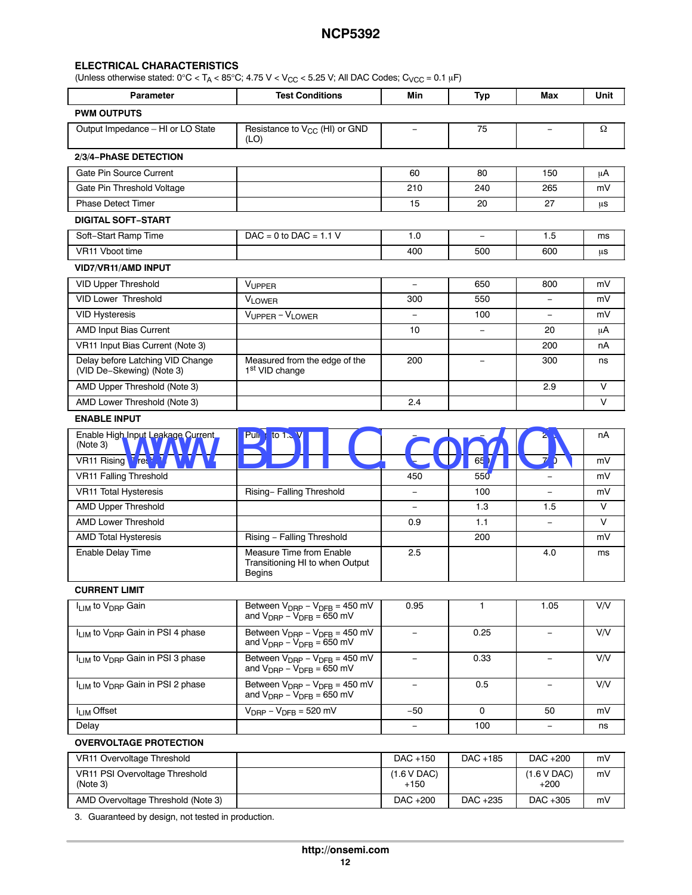## ELECTRICAL CHARACTERISTICS

(Unless otherwise stated: 0°C < $T_A$ < 85°C; 4.75 V < $V_{CC}$ < 5.25 V; All DAC Codes; $C_{VCC}$ = 0.1 μF)

| Parameter | Test Conditions | Min | Typ | Max | Unit |
|---|---|---|---|---|---|
| **PWM OUTPUTS** | | | | | |
| Output Impedance – HI or LO State | Resistance to $V_{CC}$ (HI) or GND (LO) | – | 75 | – | Ω |
| **2/3/4−PhASE DETECTION** | | | | | |
| Gate Pin Source Current | | 60 | 80 | 150 | μA |
| Gate Pin Threshold Voltage | | 210 | 240 | 265 | mV |
| Phase Detect Timer | | 15 | 20 | 27 | μs |
| **DIGITAL SOFT−START** | | | | | |
| Soft−Start Ramp Time | DAC = 0 to DAC = 1.1 V | 1.0 | – | 1.5 | ms |
| VR11 Vboot time | | 400 | 500 | 600 | μs |
| **VID7/VR11/AMD INPUT** | | | | | |
| VID Upper Threshold | $V_{UPPER}$ | – | 650 | 800 | mV |
| VID Lower Threshold | $V_{LOWER}$ | 300 | 550 | – | mV |
| VID Hysteresis | $V_{UPPER} - V_{LOWER}$ | – | 100 | – | mV |
| AMD Input Bias Current | | 10 | – | 20 | μA |
| VR11 Input Bias Current (Note 3) | | | | 200 | nA |
| Delay before Latching VID Change (VID De−Skewing) (Note 3) | Measured from the edge of the 1st VID change | 200 | – | 300 | ns |
| AMD Upper Threshold (Note 3) | | | | 2.9 | V |
| AMD Lower Threshold (Note 3) | | 2.4 | | | V |
| **ENABLE INPUT** | | | | | |
| Enable High Input Leakage Current (Note 3) | Pull up to 1.3 V | – | – | 2 | nA |
| VR11 Rising Threshold | | – | 650 | 700 | mV |
| VR11 Falling Threshold | | 450 | 550 | – | mV |
| VR11 Total Hysteresis | Rising− Falling Threshold | – | 100 | – | mV |
| AMD Upper Threshold | | – | 1.3 | 1.5 | V |
| AMD Lower Threshold | | 0.9 | 1.1 | – | V |
| AMD Total Hysteresis | Rising − Falling Threshold | | 200 | | mV |
| Enable Delay Time | Measure Time from Enable Transitioning HI to when Output Begins | 2.5 | | 4.0 | ms |
| **CURRENT LIMIT** | | | | | |
| $I_{LIM}$ to $V_{DRP}$ Gain | Between $V_{DRP} - V_{DFB}$ = 450 mV and $V_{DRP} - V_{DFB}$ = 650 mV | 0.95 | 1 | 1.05 | V/V |
| $I_{LIM}$ to $V_{DRP}$ Gain in PSI 4 phase | Between $V_{DRP} - V_{DFB}$ = 450 mV and $V_{DRP} - V_{DFB}$ = 650 mV | – | 0.25 | – | V/V |
| $I_{LIM}$ to $V_{DRP}$ Gain in PSI 3 phase | Between $V_{DRP} - V_{DFB}$ = 450 mV and $V_{DRP} - V_{DFB}$ = 650 mV | – | 0.33 | – | V/V |
| $I_{LIM}$ to $V_{DRP}$ Gain in PSI 2 phase | Between $V_{DRP} - V_{DFB}$ = 450 mV and $V_{DRP} - V_{DFB}$ = 650 mV | – | 0.5 | – | V/V |
| $I_{LIM}$ Offset | $V_{DRP} - V_{DFB}$ = 520 mV | −50 | 0 | 50 | mV |
| Delay | | – | 100 | – | ns |
| **OVERVOLTAGE PROTECTION** | | | | | |
| VR11 Overvoltage Threshold | | DAC +150 | DAC +185 | DAC +200 | mV |
| VR11 PSI Overvoltage Threshold (Note 3) | | (1.6 V DAC) +150 | | (1.6 V DAC) +200 | mV |
| AMD Overvoltage Threshold (Note 3) | | DAC +200 | DAC +235 | DAC +305 | mV |

3. Guaranteed by design, not tested in production.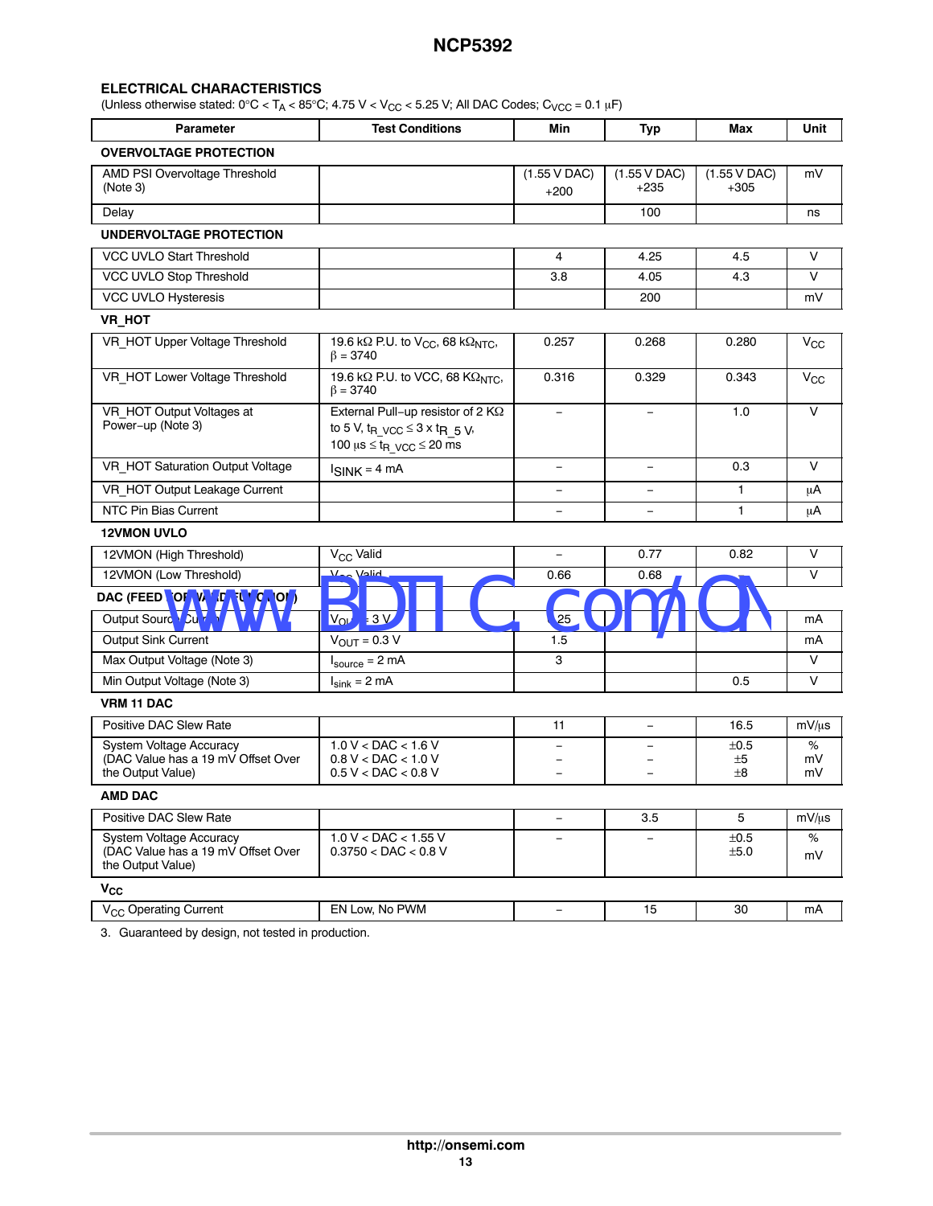## ELECTRICAL CHARACTERISTICS

(Unless otherwise stated: 0°C < $T_A$ < 85°C; 4.75 V < $V_{CC}$ < 5.25 V; All DAC Codes; $C_{VCC}$ = 0.1 μF)

| Parameter | Test Conditions | Min | Typ | Max | Unit |
|---|---|---|---|---|---|
| **OVERVOLTAGE PROTECTION** | | | | | |
| AMD PSI Overvoltage Threshold (Note 3) | | (1.55 V DAC) +200 | (1.55 V DAC) +235 | (1.55 V DAC) +305 | mV |
| Delay | | | 100 | | ns |
| **UNDERVOLTAGE PROTECTION** | | | | | |
| VCC UVLO Start Threshold | | 4 | 4.25 | 4.5 | V |
| VCC UVLO Stop Threshold | | 3.8 | 4.05 | 4.3 | V |
| VCC UVLO Hysteresis | | | 200 | | mV |
| **VR_HOT** | | | | | |
| VR_HOT Upper Voltage Threshold | 19.6 kΩ P.U. to $V_{CC}$, 68 $kΩ_{NTC}$, β = 3740 | 0.257 | 0.268 | 0.280 | $V_{CC}$ |
| VR_HOT Lower Voltage Threshold | 19.6 kΩ P.U. to VCC, 68 $KΩ_{NTC}$, β = 3740 | 0.316 | 0.329 | 0.343 | $V_{CC}$ |
| VR_HOT Output Voltages at Power−up (Note 3) | External Pull−up resistor of 2 KΩ to 5 V, $t_{R\_VCC} \le 3 \times t_{R\_5V}$, 100 μs ≤ $t_{R\_VCC}$ ≤ 20 ms | − | − | 1.0 | V |
| VR_HOT Saturation Output Voltage | $I_{SINK}$ = 4 mA | − | − | 0.3 | V |
| VR_HOT Output Leakage Current | | − | − | 1 | μA |
| NTC Pin Bias Current | | − | − | 1 | μA |
| **12VMON UVLO** | | | | | |
| 12VMON (High Threshold) | $V_{CC}$ Valid | − | 0.77 | 0.82 | V |
| 12VMON (Low Threshold) | $V_{CC}$ Valid | 0.66 | 0.68 | | V |
| **DAC (FEED FORWARD FUNCTION)** | | | | | |
| Output Source Current | $V_{OUT}$ = 3 V | 0.25 | | | mA |
| Output Sink Current | $V_{OUT}$ = 0.3 V | 1.5 | | | mA |
| Max Output Voltage (Note 3) | $I_{source}$ = 2 mA | 3 | | | V |
| Min Output Voltage (Note 3) | $I_{sink}$ = 2 mA | | | 0.5 | V |
| **VRM 11 DAC** | | | | | |
| Positive DAC Slew Rate | | 11 | − | 16.5 | mV/μs |
| System Voltage Accuracy (DAC Value has a 19 mV Offset Over the Output Value) | 1.0 V < DAC < 1.6 V<br>0.8 V < DAC < 1.0 V<br>0.5 V < DAC < 0.8 V | −<br>−<br>− | −<br>−<br>− | ±0.5<br>±5<br>±8 | %<br>mV<br>mV |
| **AMD DAC** | | | | | |
| Positive DAC Slew Rate | | − | 3.5 | 5 | mV/μs |
| System Voltage Accuracy (DAC Value has a 19 mV Offset Over the Output Value) | 1.0 V < DAC < 1.55 V<br>0.3750 < DAC < 0.8 V | − | − | ±0.5<br>±5.0 | %<br>mV |
| **$V_{CC}$** | | | | | |
| $V_{CC}$ Operating Current | EN Low, No PWM | − | 15 | 30 | mA |

3. Guaranteed by design, not tested in production.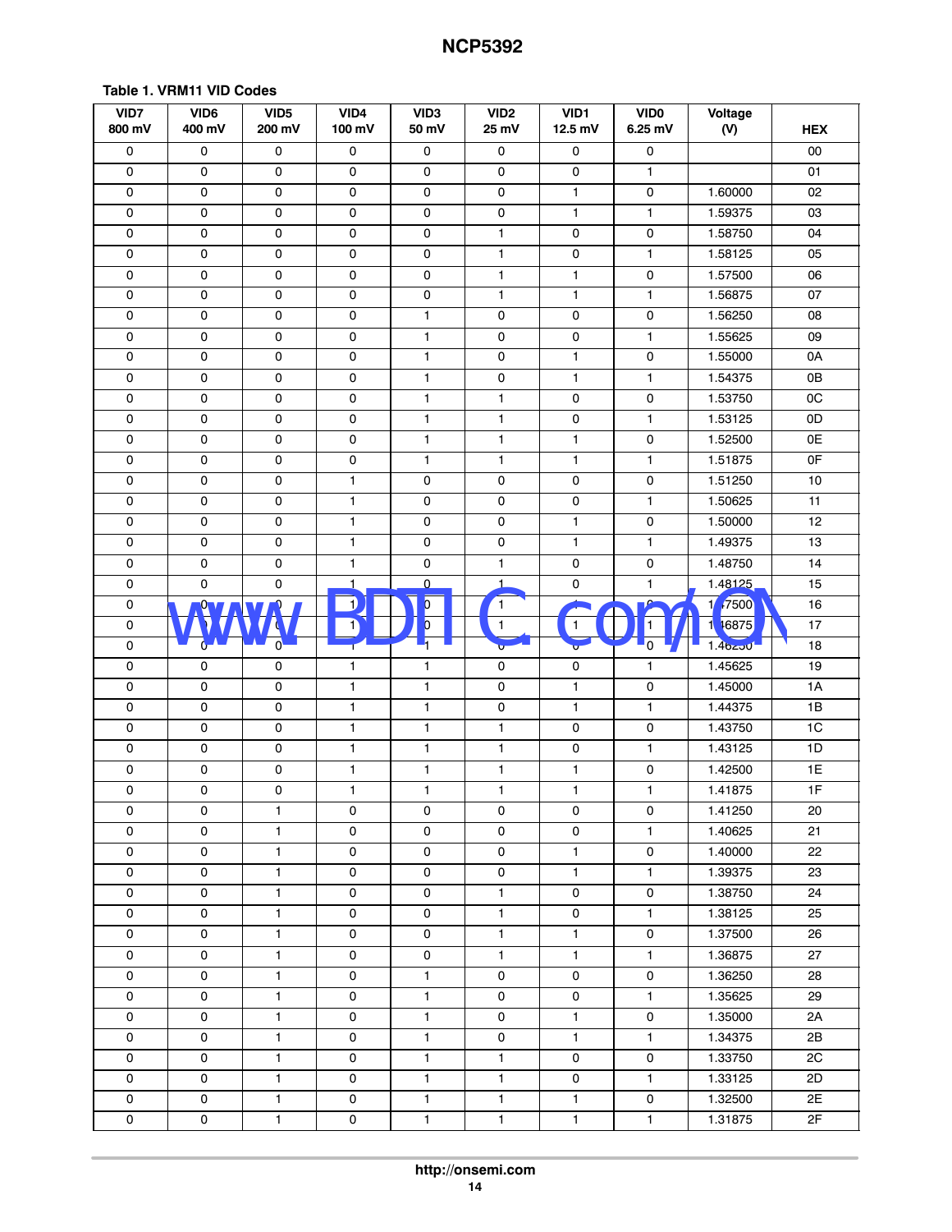**Table 1. VRM11 VID Codes**

| VID7 800 mV | VID6 400 mV | VID5 200 mV | VID4 100 mV | VID3 50 mV | VID2 25 mV | VID1 12.5 mV | VID0 6.25 mV | Voltage (V) | HEX |
|---|---|---|---|---|---|---|---|---|---|
| 0 | 0 | 0 | 0 | 0 | 0 | 0 | 0 | | 00 |
| 0 | 0 | 0 | 0 | 0 | 0 | 0 | 1 | | 01 |
| 0 | 0 | 0 | 0 | 0 | 0 | 1 | 0 | 1.60000 | 02 |
| 0 | 0 | 0 | 0 | 0 | 0 | 1 | 1 | 1.59375 | 03 |
| 0 | 0 | 0 | 0 | 0 | 1 | 0 | 0 | 1.58750 | 04 |
| 0 | 0 | 0 | 0 | 0 | 1 | 0 | 1 | 1.58125 | 05 |
| 0 | 0 | 0 | 0 | 0 | 1 | 1 | 0 | 1.57500 | 06 |
| 0 | 0 | 0 | 0 | 0 | 1 | 1 | 1 | 1.56875 | 07 |
| 0 | 0 | 0 | 0 | 1 | 0 | 0 | 0 | 1.56250 | 08 |
| 0 | 0 | 0 | 0 | 1 | 0 | 0 | 1 | 1.55625 | 09 |
| 0 | 0 | 0 | 0 | 1 | 0 | 1 | 0 | 1.55000 | 0A |
| 0 | 0 | 0 | 0 | 1 | 0 | 1 | 1 | 1.54375 | 0B |
| 0 | 0 | 0 | 0 | 1 | 1 | 0 | 0 | 1.53750 | 0C |
| 0 | 0 | 0 | 0 | 1 | 1 | 0 | 1 | 1.53125 | 0D |
| 0 | 0 | 0 | 0 | 1 | 1 | 1 | 0 | 1.52500 | 0E |
| 0 | 0 | 0 | 0 | 1 | 1 | 1 | 1 | 1.51875 | 0F |
| 0 | 0 | 0 | 1 | 0 | 0 | 0 | 0 | 1.51250 | 10 |
| 0 | 0 | 0 | 1 | 0 | 0 | 0 | 1 | 1.50625 | 11 |
| 0 | 0 | 0 | 1 | 0 | 0 | 1 | 0 | 1.50000 | 12 |
| 0 | 0 | 0 | 1 | 0 | 0 | 1 | 1 | 1.49375 | 13 |
| 0 | 0 | 0 | 1 | 0 | 1 | 0 | 0 | 1.48750 | 14 |
| 0 | 0 | 0 | 1 | 0 | 1 | 0 | 1 | 1.48125 | 15 |
| 0 | 0 | 0 | 1 | 0 | 1 | 1 | 0 | 1.47500 | 16 |
| 0 | 0 | 0 | 1 | 0 | 1 | 1 | 1 | 1.46875 | 17 |
| 0 | 0 | 0 | 1 | 1 | 0 | 0 | 0 | 1.46250 | 18 |
| 0 | 0 | 0 | 1 | 1 | 0 | 0 | 1 | 1.45625 | 19 |
| 0 | 0 | 0 | 1 | 1 | 0 | 1 | 0 | 1.45000 | 1A |
| 0 | 0 | 0 | 1 | 1 | 0 | 1 | 1 | 1.44375 | 1B |
| 0 | 0 | 0 | 1 | 1 | 1 | 0 | 0 | 1.43750 | 1C |
| 0 | 0 | 0 | 1 | 1 | 1 | 0 | 1 | 1.43125 | 1D |
| 0 | 0 | 0 | 1 | 1 | 1 | 1 | 0 | 1.42500 | 1E |
| 0 | 0 | 0 | 1 | 1 | 1 | 1 | 1 | 1.41875 | 1F |
| 0 | 0 | 1 | 0 | 0 | 0 | 0 | 0 | 1.41250 | 20 |
| 0 | 0 | 1 | 0 | 0 | 0 | 0 | 1 | 1.40625 | 21 |
| 0 | 0 | 1 | 0 | 0 | 0 | 1 | 0 | 1.40000 | 22 |
| 0 | 0 | 1 | 0 | 0 | 0 | 1 | 1 | 1.39375 | 23 |
| 0 | 0 | 1 | 0 | 0 | 1 | 0 | 0 | 1.38750 | 24 |
| 0 | 0 | 1 | 0 | 0 | 1 | 0 | 1 | 1.38125 | 25 |
| 0 | 0 | 1 | 0 | 0 | 1 | 1 | 0 | 1.37500 | 26 |
| 0 | 0 | 1 | 0 | 0 | 1 | 1 | 1 | 1.36875 | 27 |
| 0 | 0 | 1 | 0 | 1 | 0 | 0 | 0 | 1.36250 | 28 |
| 0 | 0 | 1 | 0 | 1 | 0 | 0 | 1 | 1.35625 | 29 |
| 0 | 0 | 1 | 0 | 1 | 0 | 1 | 0 | 1.35000 | 2A |
| 0 | 0 | 1 | 0 | 1 | 0 | 1 | 1 | 1.34375 | 2B |
| 0 | 0 | 1 | 0 | 1 | 1 | 0 | 0 | 1.33750 | 2C |
| 0 | 0 | 1 | 0 | 1 | 1 | 0 | 1 | 1.33125 | 2D |
| 0 | 0 | 1 | 0 | 1 | 1 | 1 | 0 | 1.32500 | 2E |
| 0 | 0 | 1 | 0 | 1 | 1 | 1 | 1 | 1.31875 | 2F |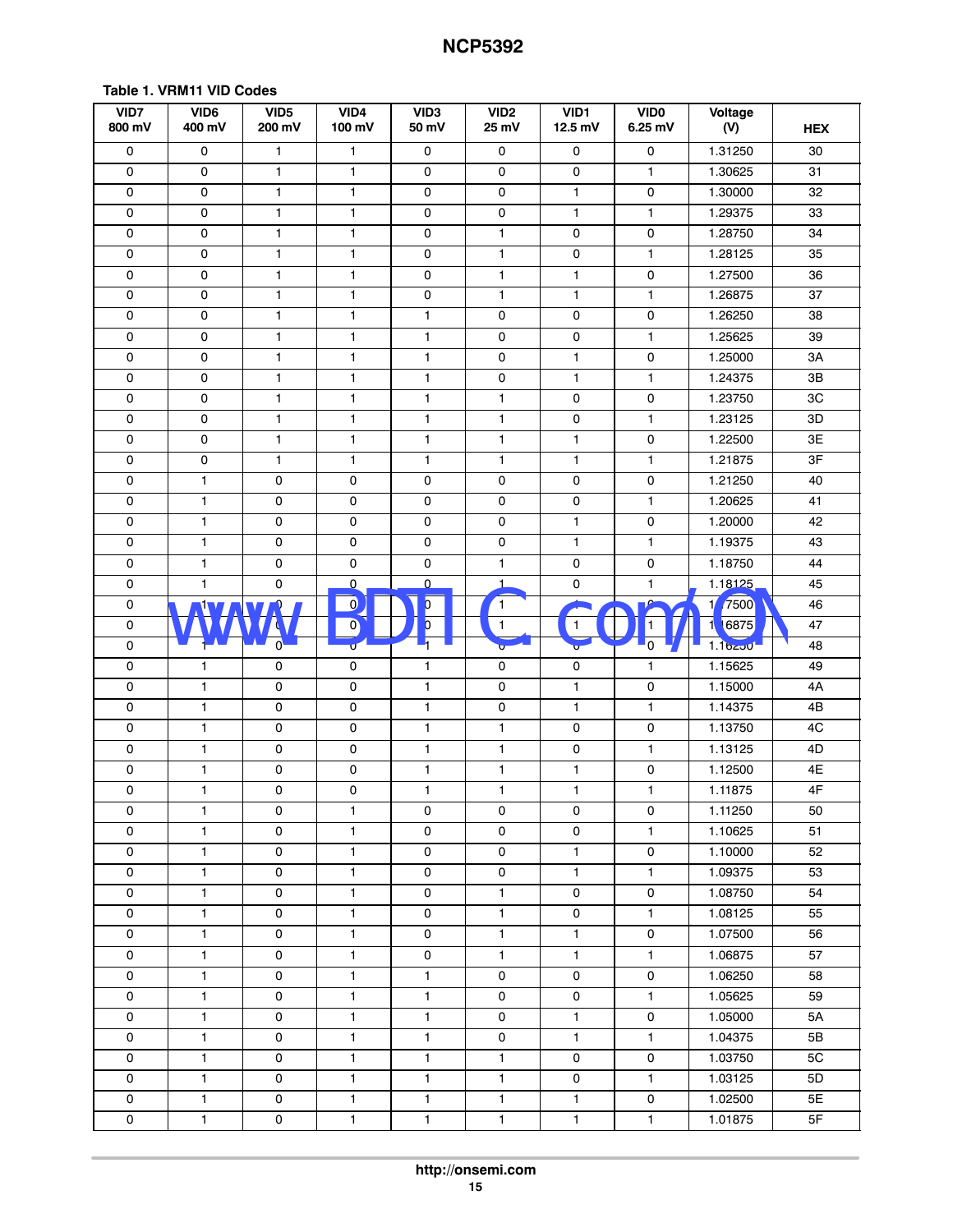**Table 1. VRM11 VID Codes**

| VID7 800 mV | VID6 400 mV | VID5 200 mV | VID4 100 mV | VID3 50 mV | VID2 25 mV | VID1 12.5 mV | VID0 6.25 mV | Voltage (V) | HEX |
|---|---|---|---|---|---|---|---|---|---|
| 0 | 0 | 1 | 1 | 0 | 0 | 0 | 0 | 1.31250 | 30 |
| 0 | 0 | 1 | 1 | 0 | 0 | 0 | 1 | 1.30625 | 31 |
| 0 | 0 | 1 | 1 | 0 | 0 | 1 | 0 | 1.30000 | 32 |
| 0 | 0 | 1 | 1 | 0 | 0 | 1 | 1 | 1.29375 | 33 |
| 0 | 0 | 1 | 1 | 0 | 1 | 0 | 0 | 1.28750 | 34 |
| 0 | 0 | 1 | 1 | 0 | 1 | 0 | 1 | 1.28125 | 35 |
| 0 | 0 | 1 | 1 | 0 | 1 | 1 | 0 | 1.27500 | 36 |
| 0 | 0 | 1 | 1 | 0 | 1 | 1 | 1 | 1.26875 | 37 |
| 0 | 0 | 1 | 1 | 1 | 0 | 0 | 0 | 1.26250 | 38 |
| 0 | 0 | 1 | 1 | 1 | 0 | 0 | 1 | 1.25625 | 39 |
| 0 | 0 | 1 | 1 | 1 | 0 | 1 | 0 | 1.25000 | 3A |
| 0 | 0 | 1 | 1 | 1 | 0 | 1 | 1 | 1.24375 | 3B |
| 0 | 0 | 1 | 1 | 1 | 1 | 0 | 0 | 1.23750 | 3C |
| 0 | 0 | 1 | 1 | 1 | 1 | 0 | 1 | 1.23125 | 3D |
| 0 | 0 | 1 | 1 | 1 | 1 | 1 | 0 | 1.22500 | 3E |
| 0 | 0 | 1 | 1 | 1 | 1 | 1 | 1 | 1.21875 | 3F |
| 0 | 1 | 0 | 0 | 0 | 0 | 0 | 0 | 1.21250 | 40 |
| 0 | 1 | 0 | 0 | 0 | 0 | 0 | 1 | 1.20625 | 41 |
| 0 | 1 | 0 | 0 | 0 | 0 | 1 | 0 | 1.20000 | 42 |
| 0 | 1 | 0 | 0 | 0 | 0 | 1 | 1 | 1.19375 | 43 |
| 0 | 1 | 0 | 0 | 0 | 1 | 0 | 0 | 1.18750 | 44 |
| 0 | 1 | 0 | 0 | 0 | 1 | 0 | 1 | 1.18125 | 45 |
| 0 | 1 | 0 | 0 | 0 | 1 | 1 | 0 | 1.17500 | 46 |
| 0 | 1 | 0 | 0 | 0 | 1 | 1 | 1 | 1.16875 | 47 |
| 0 | 1 | 0 | 0 | 1 | 0 | 0 | 0 | 1.16250 | 48 |
| 0 | 1 | 0 | 0 | 1 | 0 | 0 | 1 | 1.15625 | 49 |
| 0 | 1 | 0 | 0 | 1 | 0 | 1 | 0 | 1.15000 | 4A |
| 0 | 1 | 0 | 0 | 1 | 0 | 1 | 1 | 1.14375 | 4B |
| 0 | 1 | 0 | 0 | 1 | 1 | 0 | 0 | 1.13750 | 4C |
| 0 | 1 | 0 | 0 | 1 | 1 | 0 | 1 | 1.13125 | 4D |
| 0 | 1 | 0 | 0 | 1 | 1 | 1 | 0 | 1.12500 | 4E |
| 0 | 1 | 0 | 0 | 1 | 1 | 1 | 1 | 1.11875 | 4F |
| 0 | 1 | 0 | 1 | 0 | 0 | 0 | 0 | 1.11250 | 50 |
| 0 | 1 | 0 | 1 | 0 | 0 | 0 | 1 | 1.10625 | 51 |
| 0 | 1 | 0 | 1 | 0 | 0 | 1 | 0 | 1.10000 | 52 |
| 0 | 1 | 0 | 1 | 0 | 0 | 1 | 1 | 1.09375 | 53 |
| 0 | 1 | 0 | 1 | 0 | 1 | 0 | 0 | 1.08750 | 54 |
| 0 | 1 | 0 | 1 | 0 | 1 | 0 | 1 | 1.08125 | 55 |
| 0 | 1 | 0 | 1 | 0 | 1 | 1 | 0 | 1.07500 | 56 |
| 0 | 1 | 0 | 1 | 0 | 1 | 1 | 1 | 1.06875 | 57 |
| 0 | 1 | 0 | 1 | 1 | 0 | 0 | 0 | 1.06250 | 58 |
| 0 | 1 | 0 | 1 | 1 | 0 | 0 | 1 | 1.05625 | 59 |
| 0 | 1 | 0 | 1 | 1 | 0 | 1 | 0 | 1.05000 | 5A |
| 0 | 1 | 0 | 1 | 1 | 0 | 1 | 1 | 1.04375 | 5B |
| 0 | 1 | 0 | 1 | 1 | 1 | 0 | 0 | 1.03750 | 5C |
| 0 | 1 | 0 | 1 | 1 | 1 | 0 | 1 | 1.03125 | 5D |
| 0 | 1 | 0 | 1 | 1 | 1 | 1 | 0 | 1.02500 | 5E |
| 0 | 1 | 0 | 1 | 1 | 1 | 1 | 1 | 1.01875 | 5F |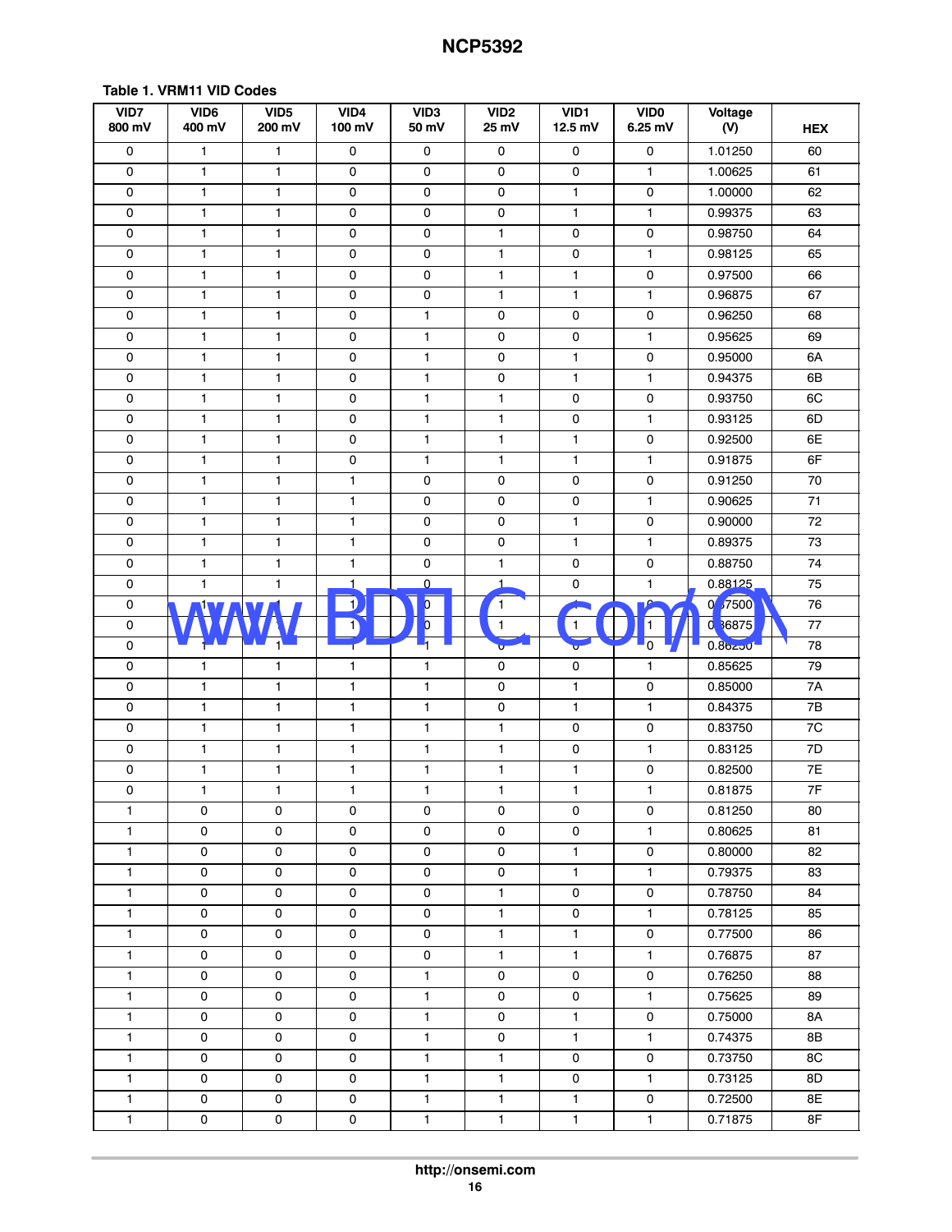**Table 1. VRM11 VID Codes**

| VID7 800 mV | VID6 400 mV | VID5 200 mV | VID4 100 mV | VID3 50 mV | VID2 25 mV | VID1 12.5 mV | VID0 6.25 mV | Voltage (V) | HEX |
|---|---|---|---|---|---|---|---|---|---|
| 0 | 1 | 1 | 0 | 0 | 0 | 0 | 0 | 1.01250 | 60 |
| 0 | 1 | 1 | 0 | 0 | 0 | 0 | 1 | 1.00625 | 61 |
| 0 | 1 | 1 | 0 | 0 | 0 | 1 | 0 | 1.00000 | 62 |
| 0 | 1 | 1 | 0 | 0 | 0 | 1 | 1 | 0.99375 | 63 |
| 0 | 1 | 1 | 0 | 0 | 1 | 0 | 0 | 0.98750 | 64 |
| 0 | 1 | 1 | 0 | 0 | 1 | 0 | 1 | 0.98125 | 65 |
| 0 | 1 | 1 | 0 | 0 | 1 | 1 | 0 | 0.97500 | 66 |
| 0 | 1 | 1 | 0 | 0 | 1 | 1 | 1 | 0.96875 | 67 |
| 0 | 1 | 1 | 0 | 1 | 0 | 0 | 0 | 0.96250 | 68 |
| 0 | 1 | 1 | 0 | 1 | 0 | 0 | 1 | 0.95625 | 69 |
| 0 | 1 | 1 | 0 | 1 | 0 | 1 | 0 | 0.95000 | 6A |
| 0 | 1 | 1 | 0 | 1 | 0 | 1 | 1 | 0.94375 | 6B |
| 0 | 1 | 1 | 0 | 1 | 1 | 0 | 0 | 0.93750 | 6C |
| 0 | 1 | 1 | 0 | 1 | 1 | 0 | 1 | 0.93125 | 6D |
| 0 | 1 | 1 | 0 | 1 | 1 | 1 | 0 | 0.92500 | 6E |
| 0 | 1 | 1 | 0 | 1 | 1 | 1 | 1 | 0.91875 | 6F |
| 0 | 1 | 1 | 1 | 0 | 0 | 0 | 0 | 0.91250 | 70 |
| 0 | 1 | 1 | 1 | 0 | 0 | 0 | 1 | 0.90625 | 71 |
| 0 | 1 | 1 | 1 | 0 | 0 | 1 | 0 | 0.90000 | 72 |
| 0 | 1 | 1 | 1 | 0 | 0 | 1 | 1 | 0.89375 | 73 |
| 0 | 1 | 1 | 1 | 0 | 1 | 0 | 0 | 0.88750 | 74 |
| 0 | 1 | 1 | 1 | 0 | 1 | 0 | 1 | 0.88125 | 75 |
| 0 | 1 | 1 | 1 | 0 | 1 | 1 | 0 | 0.87500 | 76 |
| 0 | 1 | 1 | 1 | 0 | 1 | 1 | 1 | 0.86875 | 77 |
| 0 | 1 | 1 | 1 | 1 | 0 | 0 | 0 | 0.86250 | 78 |
| 0 | 1 | 1 | 1 | 1 | 0 | 0 | 1 | 0.85625 | 79 |
| 0 | 1 | 1 | 1 | 1 | 0 | 1 | 0 | 0.85000 | 7A |
| 0 | 1 | 1 | 1 | 1 | 0 | 1 | 1 | 0.84375 | 7B |
| 0 | 1 | 1 | 1 | 1 | 1 | 0 | 0 | 0.83750 | 7C |
| 0 | 1 | 1 | 1 | 1 | 1 | 0 | 1 | 0.83125 | 7D |
| 0 | 1 | 1 | 1 | 1 | 1 | 1 | 0 | 0.82500 | 7E |
| 0 | 1 | 1 | 1 | 1 | 1 | 1 | 1 | 0.81875 | 7F |
| 1 | 0 | 0 | 0 | 0 | 0 | 0 | 0 | 0.81250 | 80 |
| 1 | 0 | 0 | 0 | 0 | 0 | 0 | 1 | 0.80625 | 81 |
| 1 | 0 | 0 | 0 | 0 | 0 | 1 | 0 | 0.80000 | 82 |
| 1 | 0 | 0 | 0 | 0 | 0 | 1 | 1 | 0.79375 | 83 |
| 1 | 0 | 0 | 0 | 0 | 1 | 0 | 0 | 0.78750 | 84 |
| 1 | 0 | 0 | 0 | 0 | 1 | 0 | 1 | 0.78125 | 85 |
| 1 | 0 | 0 | 0 | 0 | 1 | 1 | 0 | 0.77500 | 86 |
| 1 | 0 | 0 | 0 | 0 | 1 | 1 | 1 | 0.76875 | 87 |
| 1 | 0 | 0 | 0 | 1 | 0 | 0 | 0 | 0.76250 | 88 |
| 1 | 0 | 0 | 0 | 1 | 0 | 0 | 1 | 0.75625 | 89 |
| 1 | 0 | 0 | 0 | 1 | 0 | 1 | 0 | 0.75000 | 8A |
| 1 | 0 | 0 | 0 | 1 | 0 | 1 | 1 | 0.74375 | 8B |
| 1 | 0 | 0 | 0 | 1 | 1 | 0 | 0 | 0.73750 | 8C |
| 1 | 0 | 0 | 0 | 1 | 1 | 0 | 1 | 0.73125 | 8D |
| 1 | 0 | 0 | 0 | 1 | 1 | 1 | 0 | 0.72500 | 8E |
| 1 | 0 | 0 | 0 | 1 | 1 | 1 | 1 | 0.71875 | 8F |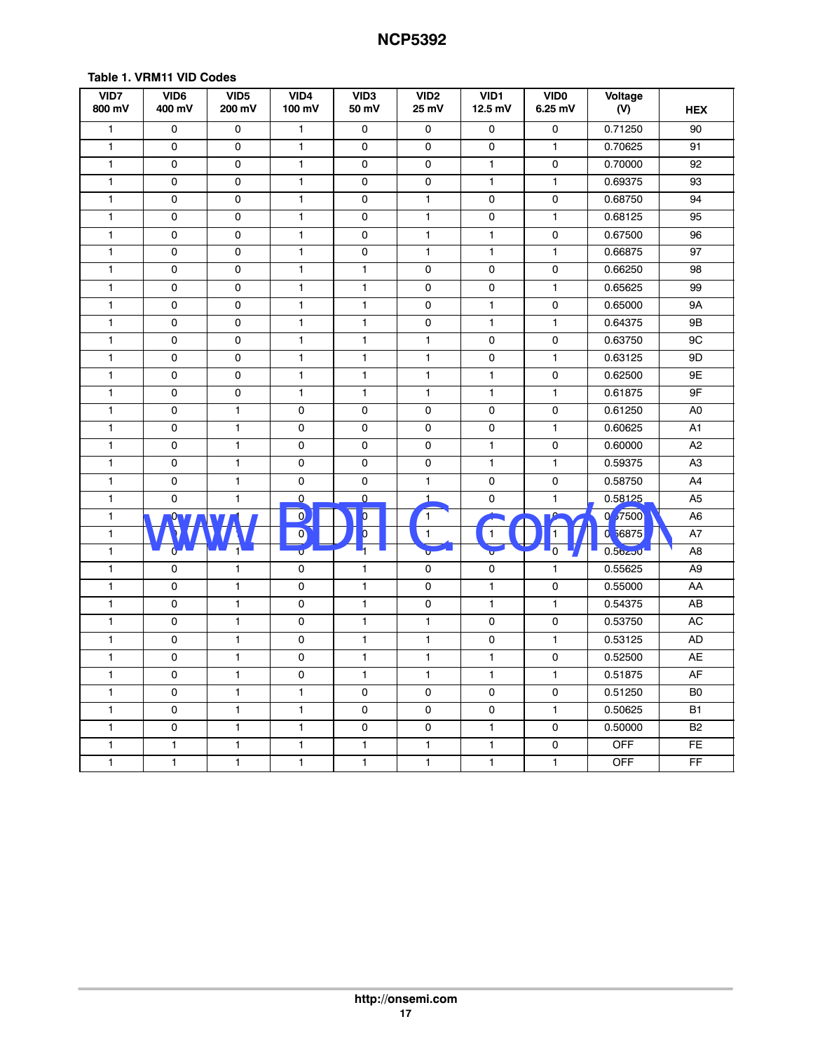**Table 1. VRM11 VID Codes**

| VID7 800 mV | VID6 400 mV | VID5 200 mV | VID4 100 mV | VID3 50 mV | VID2 25 mV | VID1 12.5 mV | VID0 6.25 mV | Voltage (V) | HEX |
|---|---|---|---|---|---|---|---|---|---|
| 1 | 0 | 0 | 1 | 0 | 0 | 0 | 0 | 0.71250 | 90 |
| 1 | 0 | 0 | 1 | 0 | 0 | 0 | 1 | 0.70625 | 91 |
| 1 | 0 | 0 | 1 | 0 | 0 | 1 | 0 | 0.70000 | 92 |
| 1 | 0 | 0 | 1 | 0 | 0 | 1 | 1 | 0.69375 | 93 |
| 1 | 0 | 0 | 1 | 0 | 1 | 0 | 0 | 0.68750 | 94 |
| 1 | 0 | 0 | 1 | 0 | 1 | 0 | 1 | 0.68125 | 95 |
| 1 | 0 | 0 | 1 | 0 | 1 | 1 | 0 | 0.67500 | 96 |
| 1 | 0 | 0 | 1 | 0 | 1 | 1 | 1 | 0.66875 | 97 |
| 1 | 0 | 0 | 1 | 1 | 0 | 0 | 0 | 0.66250 | 98 |
| 1 | 0 | 0 | 1 | 1 | 0 | 0 | 1 | 0.65625 | 99 |
| 1 | 0 | 0 | 1 | 1 | 0 | 1 | 0 | 0.65000 | 9A |
| 1 | 0 | 0 | 1 | 1 | 0 | 1 | 1 | 0.64375 | 9B |
| 1 | 0 | 0 | 1 | 1 | 1 | 0 | 0 | 0.63750 | 9C |
| 1 | 0 | 0 | 1 | 1 | 1 | 0 | 1 | 0.63125 | 9D |
| 1 | 0 | 0 | 1 | 1 | 1 | 1 | 0 | 0.62500 | 9E |
| 1 | 0 | 0 | 1 | 1 | 1 | 1 | 1 | 0.61875 | 9F |
| 1 | 0 | 1 | 0 | 0 | 0 | 0 | 0 | 0.61250 | A0 |
| 1 | 0 | 1 | 0 | 0 | 0 | 0 | 1 | 0.60625 | A1 |
| 1 | 0 | 1 | 0 | 0 | 0 | 1 | 0 | 0.60000 | A2 |
| 1 | 0 | 1 | 0 | 0 | 0 | 1 | 1 | 0.59375 | A3 |
| 1 | 0 | 1 | 0 | 0 | 1 | 0 | 0 | 0.58750 | A4 |
| 1 | 0 | 1 | 0 | 0 | 1 | 0 | 1 | 0.58125 | A5 |
| 1 | 0 | 1 | 0 | 0 | 1 | 1 | 0 | 0.57500 | A6 |
| 1 | 0 | 1 | 0 | 0 | 1 | 1 | 1 | 0.56875 | A7 |
| 1 | 0 | 1 | 0 | 1 | 0 | 0 | 0 | 0.56250 | A8 |
| 1 | 0 | 1 | 0 | 1 | 0 | 0 | 1 | 0.55625 | A9 |
| 1 | 0 | 1 | 0 | 1 | 0 | 1 | 0 | 0.55000 | AA |
| 1 | 0 | 1 | 0 | 1 | 0 | 1 | 1 | 0.54375 | AB |
| 1 | 0 | 1 | 0 | 1 | 1 | 0 | 0 | 0.53750 | AC |
| 1 | 0 | 1 | 0 | 1 | 1 | 0 | 1 | 0.53125 | AD |
| 1 | 0 | 1 | 0 | 1 | 1 | 1 | 0 | 0.52500 | AE |
| 1 | 0 | 1 | 0 | 1 | 1 | 1 | 1 | 0.51875 | AF |
| 1 | 0 | 1 | 1 | 0 | 0 | 0 | 0 | 0.51250 | B0 |
| 1 | 0 | 1 | 1 | 0 | 0 | 0 | 1 | 0.50625 | B1 |
| 1 | 0 | 1 | 1 | 0 | 0 | 1 | 0 | 0.50000 | B2 |
| 1 | 1 | 1 | 1 | 1 | 1 | 1 | 0 | OFF | FE |
| 1 | 1 | 1 | 1 | 1 | 1 | 1 | 1 | OFF | FF |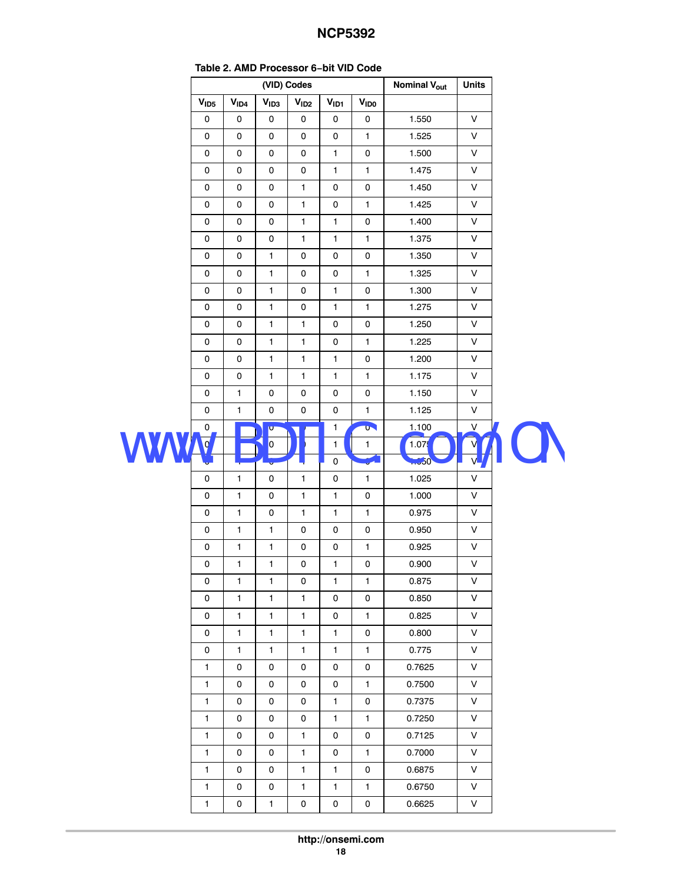**Table 2. AMD Processor 6−bit VID Code**

| (VID) Codes | | | | | | Nominal $V_{out}$ | Units |
|---|---|---|---|---|---|---|---|
| $V_{ID5}$ | $V_{ID4}$ | $V_{ID3}$ | $V_{ID2}$ | $V_{ID1}$ | $V_{ID0}$ | | |
| 0 | 0 | 0 | 0 | 0 | 0 | 1.550 | V |
| 0 | 0 | 0 | 0 | 0 | 1 | 1.525 | V |
| 0 | 0 | 0 | 0 | 1 | 0 | 1.500 | V |
| 0 | 0 | 0 | 0 | 1 | 1 | 1.475 | V |
| 0 | 0 | 0 | 1 | 0 | 0 | 1.450 | V |
| 0 | 0 | 0 | 1 | 0 | 1 | 1.425 | V |
| 0 | 0 | 0 | 1 | 1 | 0 | 1.400 | V |
| 0 | 0 | 0 | 1 | 1 | 1 | 1.375 | V |
| 0 | 0 | 1 | 0 | 0 | 0 | 1.350 | V |
| 0 | 0 | 1 | 0 | 0 | 1 | 1.325 | V |
| 0 | 0 | 1 | 0 | 1 | 0 | 1.300 | V |
| 0 | 0 | 1 | 0 | 1 | 1 | 1.275 | V |
| 0 | 0 | 1 | 1 | 0 | 0 | 1.250 | V |
| 0 | 0 | 1 | 1 | 0 | 1 | 1.225 | V |
| 0 | 0 | 1 | 1 | 1 | 0 | 1.200 | V |
| 0 | 0 | 1 | 1 | 1 | 1 | 1.175 | V |
| 0 | 1 | 0 | 0 | 0 | 0 | 1.150 | V |
| 0 | 1 | 0 | 0 | 0 | 1 | 1.125 | V |
| 0 | 1 | 0 | 0 | 1 | 0 | 1.100 | V |
| 0 | 1 | 0 | 0 | 1 | 1 | 1.075 | V |
| 0 | 1 | 0 | 1 | 0 | 0 | 1.050 | V |
| 0 | 1 | 0 | 1 | 0 | 1 | 1.025 | V |
| 0 | 1 | 0 | 1 | 1 | 0 | 1.000 | V |
| 0 | 1 | 0 | 1 | 1 | 1 | 0.975 | V |
| 0 | 1 | 1 | 0 | 0 | 0 | 0.950 | V |
| 0 | 1 | 1 | 0 | 0 | 1 | 0.925 | V |
| 0 | 1 | 1 | 0 | 1 | 0 | 0.900 | V |
| 0 | 1 | 1 | 0 | 1 | 1 | 0.875 | V |
| 0 | 1 | 1 | 1 | 0 | 0 | 0.850 | V |
| 0 | 1 | 1 | 1 | 0 | 1 | 0.825 | V |
| 0 | 1 | 1 | 1 | 1 | 0 | 0.800 | V |
| 0 | 1 | 1 | 1 | 1 | 1 | 0.775 | V |
| 1 | 0 | 0 | 0 | 0 | 0 | 0.7625 | V |
| 1 | 0 | 0 | 0 | 0 | 1 | 0.7500 | V |
| 1 | 0 | 0 | 0 | 1 | 0 | 0.7375 | V |
| 1 | 0 | 0 | 0 | 1 | 1 | 0.7250 | V |
| 1 | 0 | 0 | 1 | 0 | 0 | 0.7125 | V |
| 1 | 0 | 0 | 1 | 0 | 1 | 0.7000 | V |
| 1 | 0 | 0 | 1 | 1 | 0 | 0.6875 | V |
| 1 | 0 | 0 | 1 | 1 | 1 | 0.6750 | V |
| 1 | 0 | 1 | 0 | 0 | 0 | 0.6625 | V |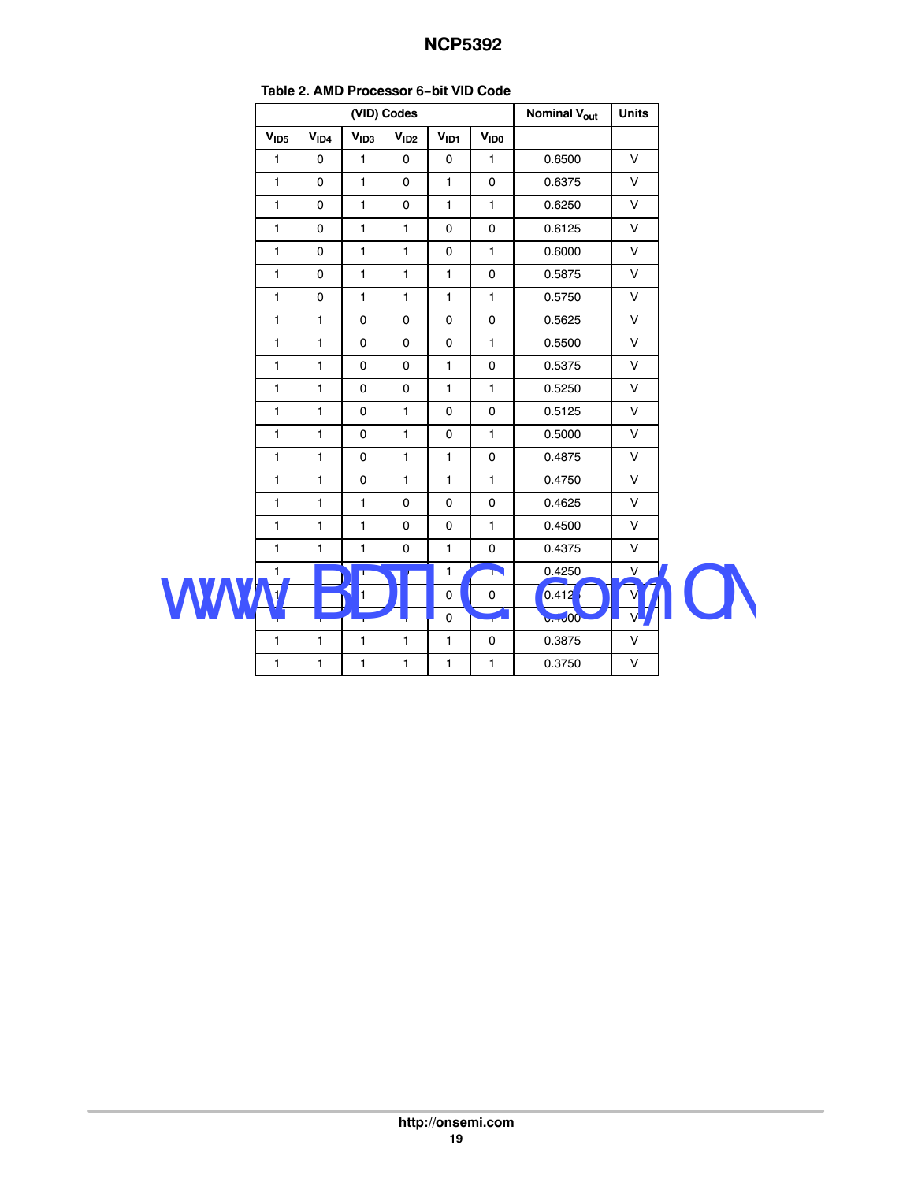**Table 2. AMD Processor 6−bit VID Code**

| (VID) Codes | | | | | | Nominal $V_{out}$ | Units |
|---|---|---|---|---|---|---|---|
| $V_{ID5}$ | $V_{ID4}$ | $V_{ID3}$ | $V_{ID2}$ | $V_{ID1}$ | $V_{ID0}$ | | |
| 1 | 0 | 1 | 0 | 0 | 1 | 0.6500 | V |
| 1 | 0 | 1 | 0 | 1 | 0 | 0.6375 | V |
| 1 | 0 | 1 | 0 | 1 | 1 | 0.6250 | V |
| 1 | 0 | 1 | 1 | 0 | 0 | 0.6125 | V |
| 1 | 0 | 1 | 1 | 0 | 1 | 0.6000 | V |
| 1 | 0 | 1 | 1 | 1 | 0 | 0.5875 | V |
| 1 | 0 | 1 | 1 | 1 | 1 | 0.5750 | V |
| 1 | 1 | 0 | 0 | 0 | 0 | 0.5625 | V |
| 1 | 1 | 0 | 0 | 0 | 1 | 0.5500 | V |
| 1 | 1 | 0 | 0 | 1 | 0 | 0.5375 | V |
| 1 | 1 | 0 | 0 | 1 | 1 | 0.5250 | V |
| 1 | 1 | 0 | 1 | 0 | 0 | 0.5125 | V |
| 1 | 1 | 0 | 1 | 0 | 1 | 0.5000 | V |
| 1 | 1 | 0 | 1 | 1 | 0 | 0.4875 | V |
| 1 | 1 | 0 | 1 | 1 | 1 | 0.4750 | V |
| 1 | 1 | 1 | 0 | 0 | 0 | 0.4625 | V |
| 1 | 1 | 1 | 0 | 0 | 1 | 0.4500 | V |
| 1 | 1 | 1 | 0 | 1 | 0 | 0.4375 | V |
| 1 | 1 | 1 | 0 | 1 | 1 | 0.4250 | V |
| 1 | 1 | 1 | 1 | 0 | 0 | 0.4125 | V |
| 1 | 1 | 1 | 1 | 0 | 1 | 0.4000 | V |
| 1 | 1 | 1 | 1 | 1 | 0 | 0.3875 | V |
| 1 | 1 | 1 | 1 | 1 | 1 | 0.3750 | V |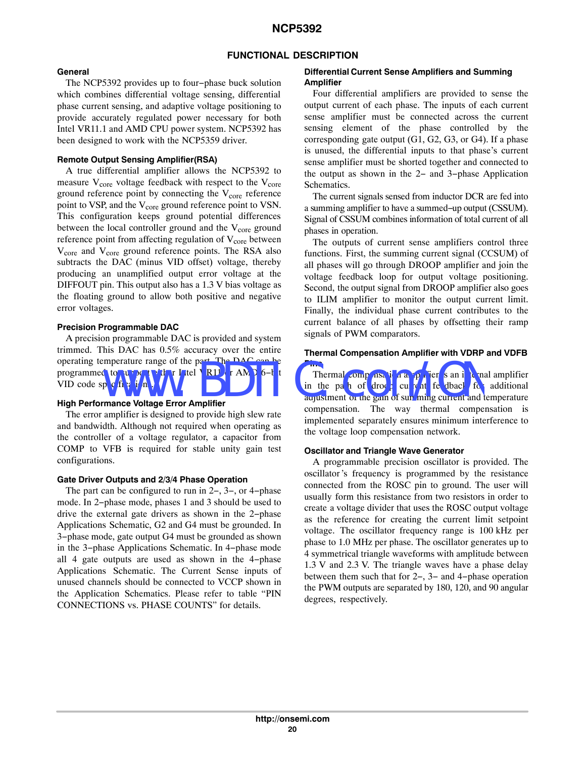## FUNCTIONAL DESCRIPTION

### General

The NCP5392 provides up to four−phase buck solution which combines differential voltage sensing, differential phase current sensing, and adaptive voltage positioning to provide accurately regulated power necessary for both Intel VR11.1 and AMD CPU power system. NCP5392 has been designed to work with the NCP5359 driver.

### Remote Output Sensing Amplifier(RSA)

A true differential amplifier allows the NCP5392 to measure $V_{core}$ voltage feedback with respect to the $V_{core}$ ground reference point by connecting the $V_{core}$ reference point to VSP, and the $V_{core}$ ground reference point to VSN. This configuration keeps ground potential differences between the local controller ground and the $V_{core}$ ground reference point from affecting regulation of $V_{core}$ between $V_{core}$ and $V_{core}$ ground reference points. The RSA also subtracts the DAC (minus VID offset) voltage, thereby producing an unamplified output error voltage at the DIFFOUT pin. This output also has a 1.3 V bias voltage as the floating ground to allow both positive and negative error voltages.

### Precision Programmable DAC

A precision programmable DAC is provided and system trimmed. This DAC has 0.5% accuracy over the entire operating temperature range of the part. The DAC can be programmed to support either Intel VR11 or AMD 6−bit VID code specifications.

### High Performance Voltage Error Amplifier

The error amplifier is designed to provide high slew rate and bandwidth. Although not required when operating as the controller of a voltage regulator, a capacitor from COMP to VFB is required for stable unity gain test configurations.

### Gate Driver Outputs and 2/3/4 Phase Operation

The part can be configured to run in 2−, 3−, or 4−phase mode. In 2−phase mode, phases 1 and 3 should be used to drive the external gate drivers as shown in the 2−phase Applications Schematic, G2 and G4 must be grounded. In 3−phase mode, gate output G4 must be grounded as shown in the 3−phase Applications Schematic. In 4−phase mode all 4 gate outputs are used as shown in the 4−phase Applications Schematic. The Current Sense inputs of unused channels should be connected to VCCP shown in the Application Schematics. Please refer to table "PIN CONNECTIONS vs. PHASE COUNTS" for details.

### Differential Current Sense Amplifiers and Summing Amplifier

Four differential amplifiers are provided to sense the output current of each phase. The inputs of each current sense amplifier must be connected across the current sensing element of the phase controlled by the corresponding gate output (G1, G2, G3, or G4). If a phase is unused, the differential inputs to that phase's current sense amplifier must be shorted together and connected to the output as shown in the 2− and 3−phase Application Schematics.

The current signals sensed from inductor DCR are fed into a summing amplifier to have a summed−up output (CSSUM). Signal of CSSUM combines information of total current of all phases in operation.

The outputs of current sense amplifiers control three functions. First, the summing current signal (CCSUM) of all phases will go through DROOP amplifier and join the voltage feedback loop for output voltage positioning. Second, the output signal from DROOP amplifier also goes to ILIM amplifier to monitor the output current limit. Finally, the individual phase current contributes to the current balance of all phases by offsetting their ramp signals of PWM comparators.

### Thermal Compensation Amplifier with VDRP and VDFB Pins

Thermal compensation amplifier is an internal amplifier in the path of droop current feedback for additional adjustment of the gain of summing current and temperature compensation. The way thermal compensation is implemented separately ensures minimum interference to the voltage loop compensation network.

### Oscillator and Triangle Wave Generator

A programmable precision oscillator is provided. The oscillator's frequency is programmed by the resistance connected from the ROSC pin to ground. The user will usually form this resistance from two resistors in order to create a voltage divider that uses the ROSC output voltage as the reference for creating the current limit setpoint voltage. The oscillator frequency range is 100 kHz per phase to 1.0 MHz per phase. The oscillator generates up to 4 symmetrical triangle waveforms with amplitude between 1.3 V and 2.3 V. The triangle waves have a phase delay between them such that for 2−, 3− and 4−phase operation the PWM outputs are separated by 180, 120, and 90 angular degrees, respectively.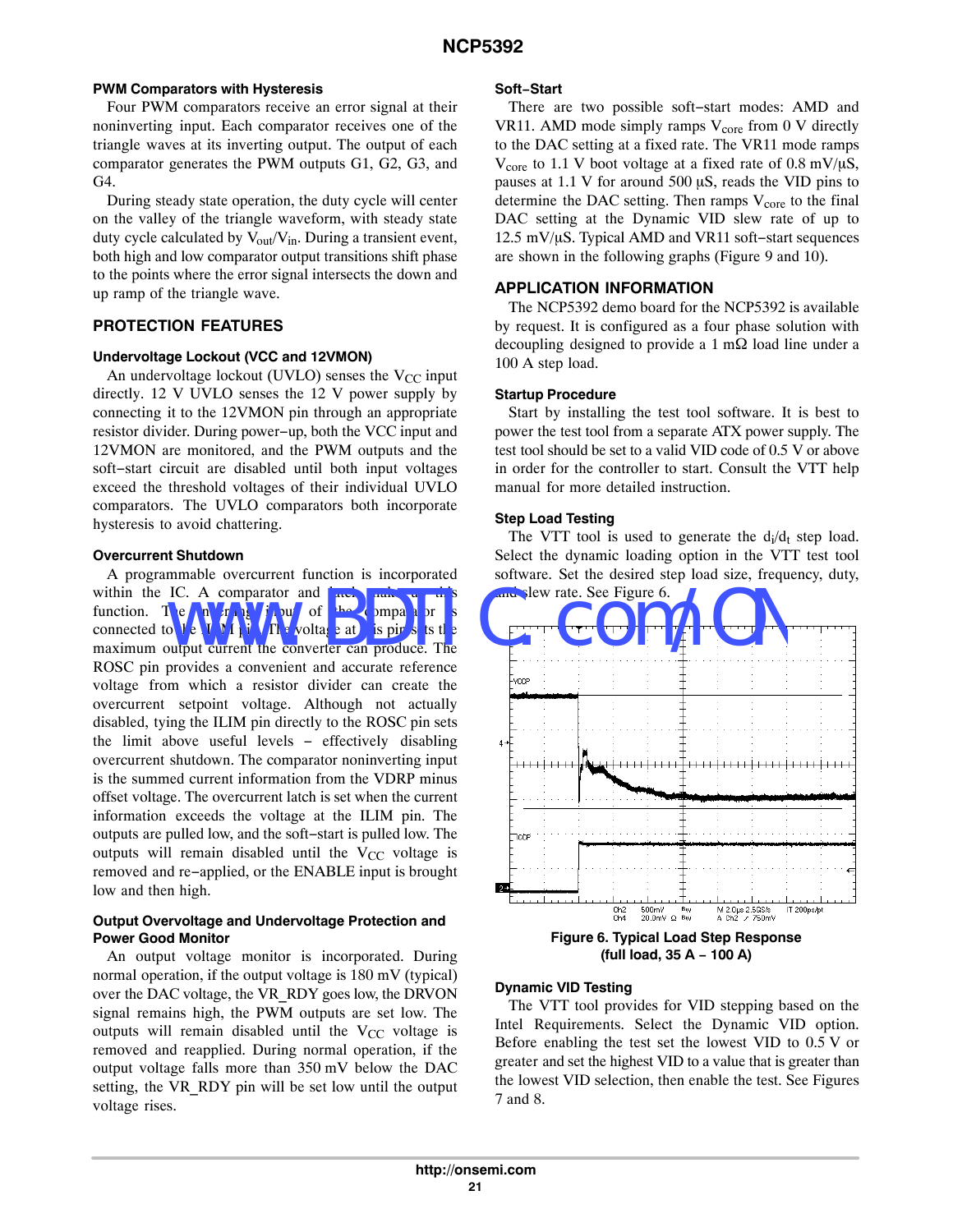### PWM Comparators with Hysteresis

Four PWM comparators receive an error signal at their noninverting input. Each comparator receives one of the triangle waves at its inverting output. The output of each comparator generates the PWM outputs G1, G2, G3, and G4.

During steady state operation, the duty cycle will center on the valley of the triangle waveform, with steady state duty cycle calculated by $V_{out}/V_{in}$. During a transient event, both high and low comparator output transitions shift phase to the points where the error signal intersects the down and up ramp of the triangle wave.

## PROTECTION FEATURES

### Undervoltage Lockout (VCC and 12VMON)

An undervoltage lockout (UVLO) senses the $V_{CC}$ input directly. 12 V UVLO senses the 12 V power supply by connecting it to the 12VMON pin through an appropriate resistor divider. During power−up, both the VCC input and 12VMON are monitored, and the PWM outputs and the soft−start circuit are disabled until both input voltages exceed the threshold voltages of their individual UVLO comparators. The UVLO comparators both incorporate hysteresis to avoid chattering.

### Overcurrent Shutdown

A programmable overcurrent function is incorporated within the IC. A comparator and latch make up this function. The inverting input of the comparator is connected to the ILIM pin. The voltage at this pin sets the maximum output current the converter can produce. The ROSC pin provides a convenient and accurate reference voltage from which a resistor divider can create the overcurrent setpoint voltage. Although not actually disabled, tying the ILIM pin directly to the ROSC pin sets the limit above useful levels − effectively disabling overcurrent shutdown. The comparator noninverting input is the summed current information from the VDRP minus offset voltage. The overcurrent latch is set when the current information exceeds the voltage at the ILIM pin. The outputs are pulled low, and the soft−start is pulled low. The outputs will remain disabled until the $V_{CC}$ voltage is removed and re−applied, or the ENABLE input is brought low and then high.

### Output Overvoltage and Undervoltage Protection and Power Good Monitor

An output voltage monitor is incorporated. During normal operation, if the output voltage is 180 mV (typical) over the DAC voltage, the VR_RDY goes low, the DRVON signal remains high, the PWM outputs are set low. The outputs will remain disabled until the $V_{CC}$ voltage is removed and reapplied. During normal operation, if the output voltage falls more than 350 mV below the DAC setting, the VR_RDY pin will be set low until the output voltage rises.

### Soft−Start

There are two possible soft−start modes: AMD and VR11. AMD mode simply ramps $V_{core}$ from 0 V directly to the DAC setting at a fixed rate. The VR11 mode ramps $V_{core}$ to 1.1 V boot voltage at a fixed rate of 0.8 mV/μS, pauses at 1.1 V for around 500 μS, reads the VID pins to determine the DAC setting. Then ramps $V_{core}$ to the final DAC setting at the Dynamic VID slew rate of up to 12.5 mV/μS. Typical AMD and VR11 soft−start sequences are shown in the following graphs (Figure 9 and 10).

## APPLICATION INFORMATION

The NCP5392 demo board for the NCP5392 is available by request. It is configured as a four phase solution with decoupling designed to provide a 1 mΩ load line under a 100 A step load.

### Startup Procedure

Start by installing the test tool software. It is best to power the test tool from a separate ATX power supply. The test tool should be set to a valid VID code of 0.5 V or above in order for the controller to start. Consult the VTT help manual for more detailed instruction.

### Step Load Testing

The VTT tool is used to generate the $d_i/d_t$ step load. Select the dynamic loading option in the VTT test tool software. Set the desired step load size, frequency, duty, and slew rate. See Figure 6.

**Figure 6. Typical Load Step Response (full load, 35 A − 100 A)**

### Dynamic VID Testing

The VTT tool provides for VID stepping based on the Intel Requirements. Select the Dynamic VID option. Before enabling the test set the lowest VID to 0.5 V or greater and set the highest VID to a value that is greater than the lowest VID selection, then enable the test. See Figures 7 and 8.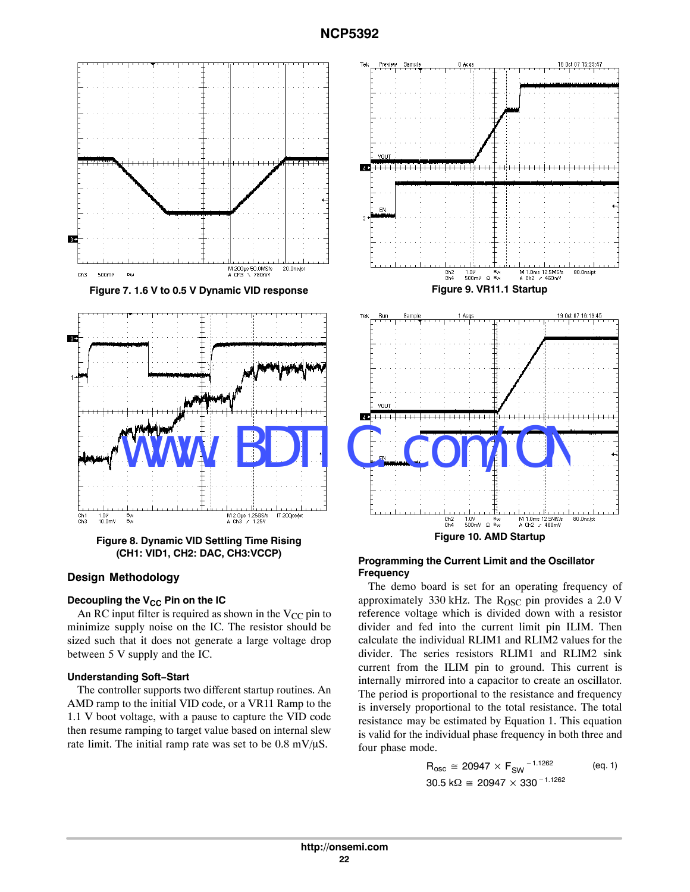Figure 7. 1.6 V to 0.5 V Dynamic VID response

Figure 9. VR11.1 Startup

Figure 8. Dynamic VID Settling Time Rising (CH1: VID1, CH2: DAC, CH3:VCCP)

Figure 10. AMD Startup

## Design Methodology

### Decoupling the $V_{CC}$ Pin on the IC

An RC input filter is required as shown in the $V_{CC}$ pin to minimize supply noise on the IC. The resistor should be sized such that it does not generate a large voltage drop between 5 V supply and the IC.

### Understanding Soft−Start

The controller supports two different startup routines. An AMD ramp to the initial VID code, or a VR11 Ramp to the 1.1 V boot voltage, with a pause to capture the VID code then resume ramping to target value based on internal slew rate limit. The initial ramp rate was set to be 0.8 mV/μS.

### Programming the Current Limit and the Oscillator Frequency

The demo board is set for an operating frequency of approximately 330 kHz. The $R_{OSC}$ pin provides a 2.0 V reference voltage which is divided down with a resistor divider and fed into the current limit pin ILIM. Then calculate the individual RLIM1 and RLIM2 values for the divider. The series resistors RLIM1 and RLIM2 sink current from the ILIM pin to ground. This current is internally mirrored into a capacitor to create an oscillator. The period is proportional to the resistance and frequency is inversely proportional to the total resistance. The total resistance may be estimated by Equation 1. This equation is valid for the individual phase frequency in both three and four phase mode.

$$R_{osc} \cong 20947 \times F_{SW}{}^{-1.1262} \qquad \text{(eq. 1)}$$

$$30.5\ k\Omega \cong 20947 \times 330^{-1.1262}$$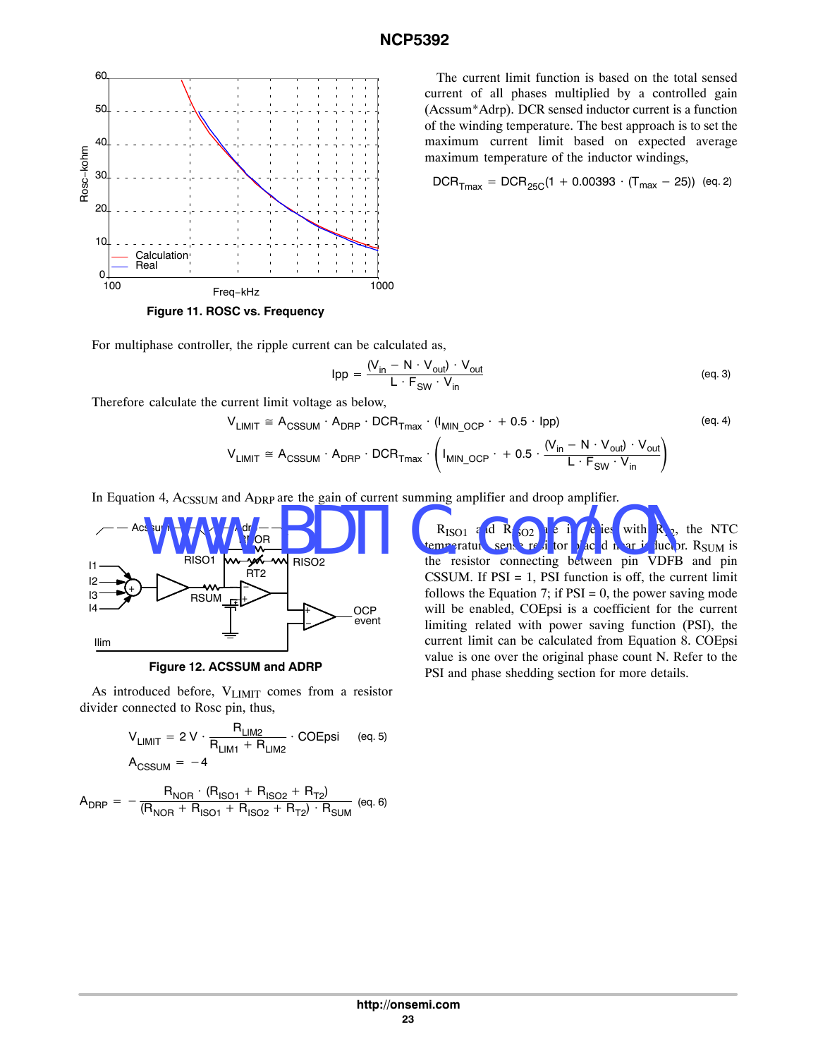Figure 11. ROSC vs. Frequency

The current limit function is based on the total sensed current of all phases multiplied by a controlled gain (Acssum*Adrp). DCR sensed inductor current is a function of the winding temperature. The best approach is to set the maximum current limit based on expected average maximum temperature of the inductor windings,

$$DCR_{Tmax} = DCR_{25C}(1 + 0.00393 \cdot (T_{max} - 25)) \quad \text{(eq. 2)}$$

For multiphase controller, the ripple current can be calculated as,

$$Ipp = \frac{(V_{in} - N \cdot V_{out}) \cdot V_{out}}{L \cdot F_{SW} \cdot V_{in}} \quad \text{(eq. 3)}$$

Therefore calculate the current limit voltage as below,

$$V_{LIMIT} \cong A_{CSSUM} \cdot A_{DRP} \cdot DCR_{Tmax} \cdot (I_{MIN\_OCP} \cdot + 0.5 \cdot Ipp) \quad \text{(eq. 4)}$$

$$V_{LIMIT} \cong A_{CSSUM} \cdot A_{DRP} \cdot DCR_{Tmax} \cdot \left( I_{MIN\_OCP} \cdot + 0.5 \cdot \frac{(V_{in} - N \cdot V_{out}) \cdot V_{out}}{L \cdot F_{SW} \cdot V_{in}} \right)$$

In Equation 4, $A_{CSSUM}$ and $A_{DRP}$ are the gain of current summing amplifier and droop amplifier.

Figure 12. ACSSUM and ADRP

As introduced before, $V_{LIMIT}$ comes from a resistor divider connected to Rosc pin, thus,

$$V_{LIMIT} = 2\,V \cdot \frac{R_{LIM2}}{R_{LIM1} + R_{LIM2}} \cdot COEpsi \quad \text{(eq. 5)}$$

$$A_{CSSUM} = -4$$

$$A_{DRP} = -\frac{R_{NOR} \cdot (R_{ISO1} + R_{ISO2} + R_{T2})}{(R_{NOR} + R_{ISO1} + R_{ISO2} + R_{T2}) \cdot R_{SUM}} \quad \text{(eq. 6)}$$

$R_{ISO1}$ and $R_{ISO2}$ are in series with $R_{T2}$, the NTC temperature sense resistor placed near inductor. $R_{SUM}$ is the resistor connecting between pin VDFB and pin CSSUM. If PSI = 1, PSI function is off, the current limit follows the Equation 7; if PSI = 0, the power saving mode will be enabled, COEpsi is a coefficient for the current limiting related with power saving function (PSI), the current limit can be calculated from Equation 8. COEpsi value is one over the original phase count N. Refer to the PSI and phase shedding section for more details.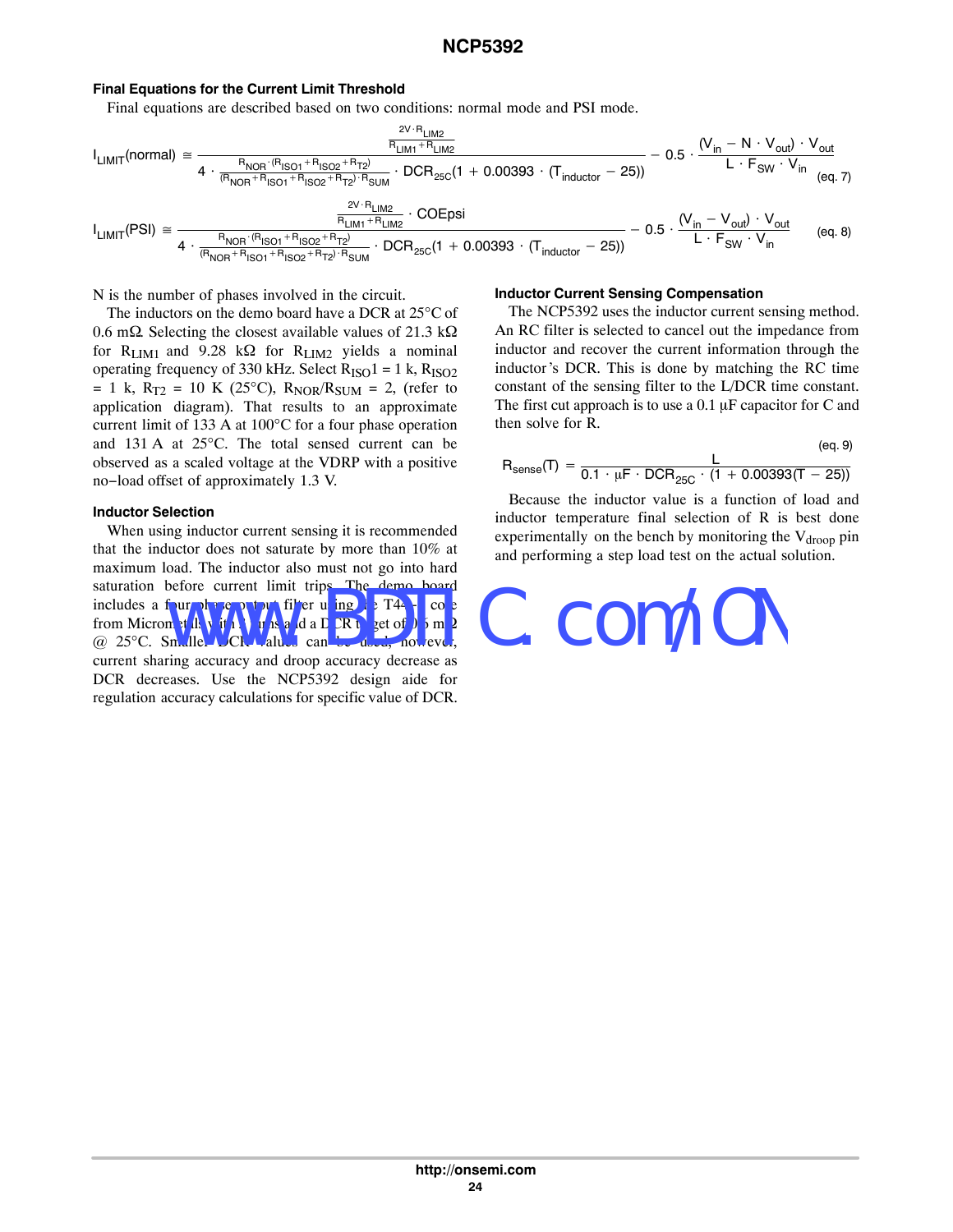### Final Equations for the Current Limit Threshold

Final equations are described based on two conditions: normal mode and PSI mode.

$$I_{LIMIT}(normal) \cong \frac{\frac{2V \cdot R_{LIM2}}{R_{LIM1} + R_{LIM2}}}{4 \cdot \frac{R_{NOR} \cdot (R_{ISO1} + R_{ISO2} + R_{T2})}{(R_{NOR} + R_{ISO1} + R_{ISO2} + R_{T2}) \cdot R_{SUM}} \cdot DCR_{25C}(1 + 0.00393 \cdot (T_{inductor} - 25))} - 0.5 \cdot \frac{(V_{in} - N \cdot V_{out}) \cdot V_{out}}{L \cdot F_{SW} \cdot V_{in}} \quad \text{(eq. 7)}$$

$$I_{LIMIT}(PSI) \cong \frac{\frac{2V \cdot R_{LIM2}}{R_{LIM1} + R_{LIM2}} \cdot COEpsi}{4 \cdot \frac{R_{NOR} \cdot (R_{ISO1} + R_{ISO2} + R_{T2})}{(R_{NOR} + R_{ISO1} + R_{ISO2} + R_{T2}) \cdot R_{SUM}} \cdot DCR_{25C}(1 + 0.00393 \cdot (T_{inductor} - 25))} - 0.5 \cdot \frac{(V_{in} - V_{out}) \cdot V_{out}}{L \cdot F_{SW} \cdot V_{in}} \quad \text{(eq. 8)}$$

N is the number of phases involved in the circuit.

The inductors on the demo board have a DCR at 25°C of 0.6 mΩ. Selecting the closest available values of 21.3 kΩ for $R_{LIM1}$ and 9.28 kΩ for $R_{LIM2}$ yields a nominal operating frequency of 330 kHz. Select $R_{ISO}1$ = 1 k, $R_{ISO2}$ = 1 k, $R_{T2}$ = 10 K (25°C), $R_{NOR}/R_{SUM}$ = 2, (refer to application diagram). That results to an approximate current limit of 133 A at 100°C for a four phase operation and 131 A at 25°C. The total sensed current can be observed as a scaled voltage at the VDRP with a positive no−load offset of approximately 1.3 V.

### Inductor Selection

When using inductor current sensing it is recommended that the inductor does not saturate by more than 10% at maximum load. The inductor also must not go into hard saturation before current limit trips. The demo board includes a four−phase output filter using the T44−8 core from Micrometals with 3 turns and a DCR target of 0.6 mΩ @ 25°C. Smaller DCR values can be used, however, current sharing accuracy and droop accuracy decrease as DCR decreases. Use the NCP5392 design aide for regulation accuracy calculations for specific value of DCR.

### Inductor Current Sensing Compensation

The NCP5392 uses the inductor current sensing method. An RC filter is selected to cancel out the impedance from inductor and recover the current information through the inductor's DCR. This is done by matching the RC time constant of the sensing filter to the L/DCR time constant. The first cut approach is to use a 0.1 μF capacitor for C and then solve for R.

$$R_{sense}(T) = \frac{L}{0.1 \cdot \mu F \cdot DCR_{25C} \cdot (1 + 0.00393(T - 25))} \quad \text{(eq. 9)}$$

Because the inductor value is a function of load and inductor temperature final selection of R is best done experimentally on the bench by monitoring the $V_{droop}$ pin and performing a step load test on the actual solution.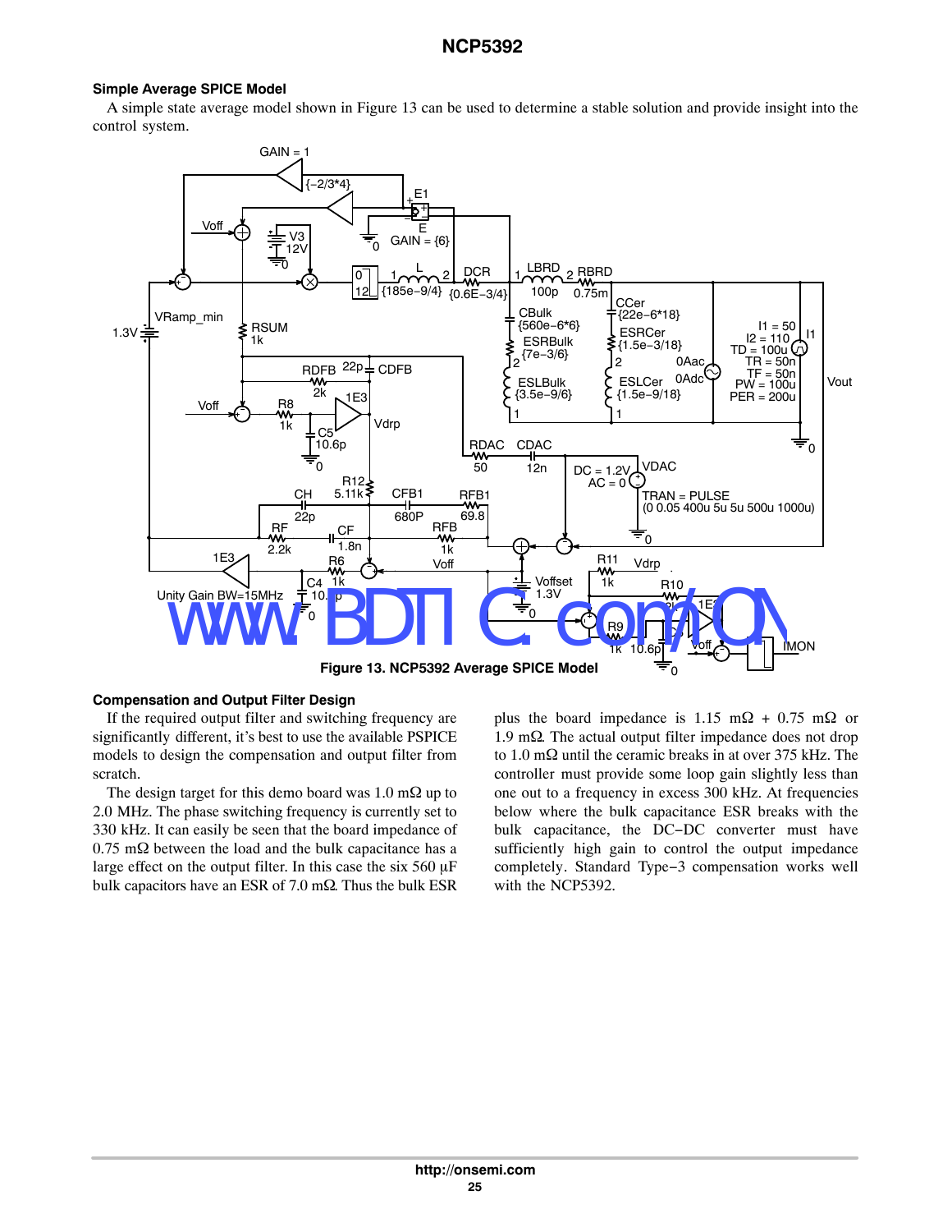### Simple Average SPICE Model

A simple state average model shown in Figure 13 can be used to determine a stable solution and provide insight into the control system.

Figure 13. NCP5392 Average SPICE Model

### Compensation and Output Filter Design

If the required output filter and switching frequency are significantly different, it's best to use the available PSPICE models to design the compensation and output filter from scratch.

The design target for this demo board was 1.0 mΩ up to 2.0 MHz. The phase switching frequency is currently set to 330 kHz. It can easily be seen that the board impedance of 0.75 mΩ between the load and the bulk capacitance has a large effect on the output filter. In this case the six 560 µF bulk capacitors have an ESR of 7.0 mΩ. Thus the bulk ESR plus the board impedance is 1.15 mΩ + 0.75 mΩ or 1.9 mΩ. The actual output filter impedance does not drop to 1.0 mΩ until the ceramic breaks in at over 375 kHz. The controller must provide some loop gain slightly less than one out to a frequency in excess 300 kHz. At frequencies below where the bulk capacitance ESR breaks with the bulk capacitance, the DC−DC converter must have sufficiently high gain to control the output impedance completely. Standard Type−3 compensation works well with the NCP5392.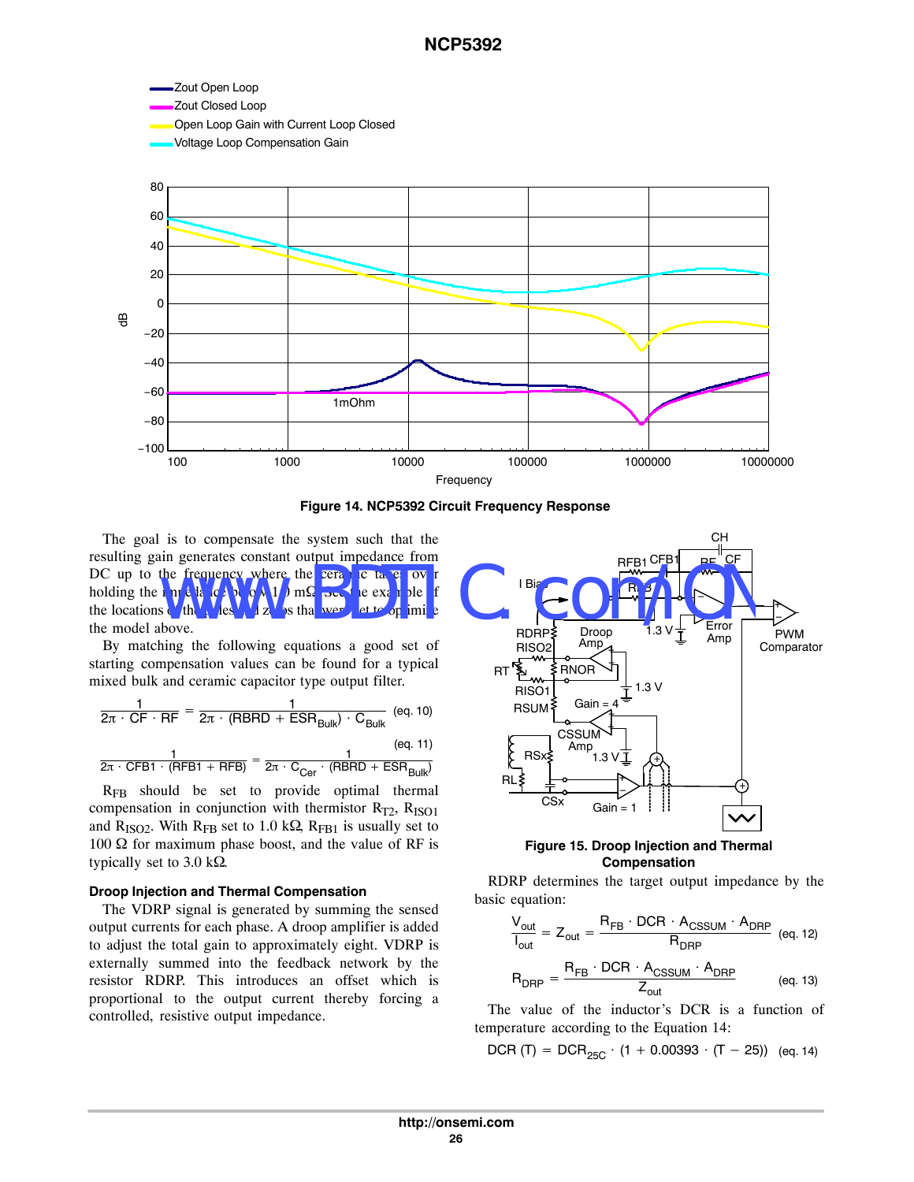Figure 14. NCP5392 Circuit Frequency Response

The goal is to compensate the system such that the resulting gain generates constant output impedance from DC up to the frequency where the ceramic takes over holding the impedance below 1.0 mΩ. See the example of the locations of the poles and zeros that were set to optimize the model above.

By matching the following equations a good set of starting compensation values can be found for a typical mixed bulk and ceramic capacitor type output filter.

$$\frac{1}{2\pi \cdot CF \cdot RF} = \frac{1}{2\pi \cdot (RBRD + ESR_{Bulk}) \cdot C_{Bulk}} \quad \text{(eq. 10)}$$

$$\frac{1}{2\pi \cdot CFB1 \cdot (RFB1 + RFB)} = \frac{1}{2\pi \cdot C_{Cer} \cdot (RBRD + ESR_{Bulk})} \quad \text{(eq. 11)}$$

$R_{FB}$ should be set to provide optimal thermal compensation in conjunction with thermistor $R_{T2}$, $R_{ISO1}$ and $R_{ISO2}$. With $R_{FB}$ set to 1.0 kΩ, $R_{FB1}$ is usually set to 100 Ω for maximum phase boost, and the value of RF is typically set to 3.0 kΩ.

### Droop Injection and Thermal Compensation

The VDRP signal is generated by summing the sensed output currents for each phase. A droop amplifier is added to adjust the total gain to approximately eight. VDRP is externally summed into the feedback network by the resistor RDRP. This introduces an offset which is proportional to the output current thereby forcing a controlled, resistive output impedance.

Figure 15. Droop Injection and Thermal Compensation

RDRP determines the target output impedance by the basic equation:

$$\frac{V_{out}}{I_{out}} = Z_{out} = \frac{R_{FB} \cdot DCR \cdot A_{CSSUM} \cdot A_{DRP}}{R_{DRP}} \quad \text{(eq. 12)}$$

$$R_{DRP} = \frac{R_{FB} \cdot DCR \cdot A_{CSSUM} \cdot A_{DRP}}{Z_{out}} \quad \text{(eq. 13)}$$

The value of the inductor's DCR is a function of temperature according to the Equation 14:

$$DCR\,(T) = DCR_{25C} \cdot (1 + 0.00393 \cdot (T - 25)) \quad \text{(eq. 14)}$$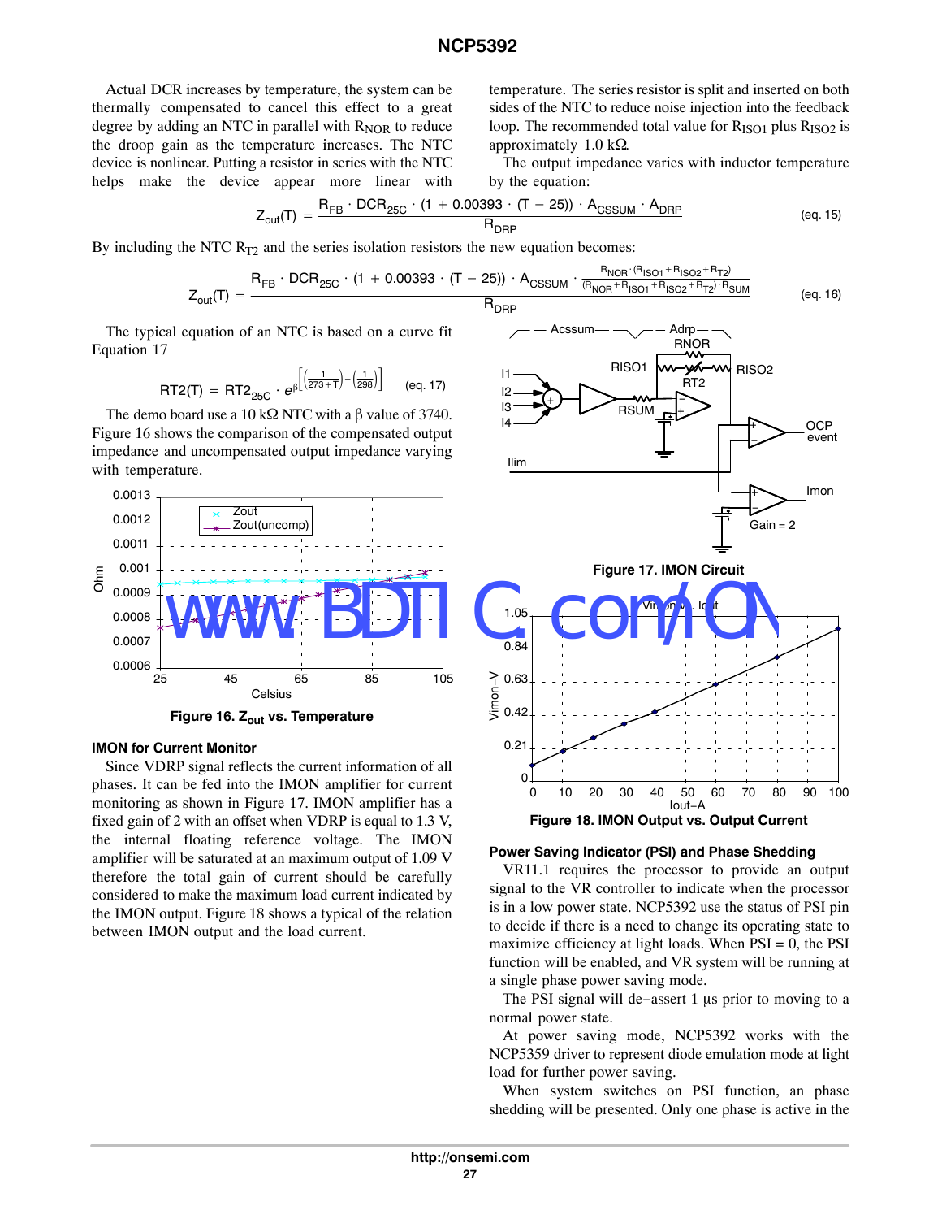Actual DCR increases by temperature, the system can be thermally compensated to cancel this effect to a great degree by adding an NTC in parallel with $R_{NOR}$ to reduce the droop gain as the temperature increases. The NTC device is nonlinear. Putting a resistor in series with the NTC helps make the device appear more linear with temperature. The series resistor is split and inserted on both sides of the NTC to reduce noise injection into the feedback loop. The recommended total value for $R_{ISO1}$ plus $R_{ISO2}$ is approximately 1.0 kΩ.

The output impedance varies with inductor temperature by the equation:

$$Z_{out}(T) = \frac{R_{FB} \cdot DCR_{25C} \cdot (1 + 0.00393 \cdot (T - 25)) \cdot A_{CSSUM} \cdot A_{DRP}}{R_{DRP}} \quad \text{(eq. 15)}$$

By including the NTC $R_{T2}$ and the series isolation resistors the new equation becomes:

$$Z_{out}(T) = \frac{R_{FB} \cdot DCR_{25C} \cdot (1 + 0.00393 \cdot (T - 25)) \cdot A_{CSSUM} \cdot \frac{R_{NOR} \cdot (R_{ISO1} + R_{ISO2} + R_{T2})}{(R_{NOR} + R_{ISO1} + R_{ISO2} + R_{T2}) \cdot R_{SUM}}}{R_{DRP}} \quad \text{(eq. 16)}$$

The typical equation of an NTC is based on a curve fit Equation 17

$$RT2(T) = RT2_{25C} \cdot e^{\beta\left[\left(\frac{1}{273+T}\right)-\left(\frac{1}{298}\right)\right]} \quad \text{(eq. 17)}$$

The demo board use a 10 kΩ NTC with a β value of 3740. Figure 16 shows the comparison of the compensated output impedance and uncompensated output impedance varying with temperature.

Figure 16. $Z_{out}$ vs. Temperature

### IMON for Current Monitor

Since VDRP signal reflects the current information of all phases. It can be fed into the IMON amplifier for current monitoring as shown in Figure 17. IMON amplifier has a fixed gain of 2 with an offset when VDRP is equal to 1.3 V, the internal floating reference voltage. The IMON amplifier will be saturated at an maximum output of 1.09 V therefore the total gain of current should be carefully considered to make the maximum load current indicated by the IMON output. Figure 18 shows a typical of the relation between IMON output and the load current.

Figure 17. IMON Circuit

Figure 18. IMON Output vs. Output Current

### Power Saving Indicator (PSI) and Phase Shedding

VR11.1 requires the processor to provide an output signal to the VR controller to indicate when the processor is in a low power state. NCP5392 use the status of PSI pin to decide if there is a need to change its operating state to maximize efficiency at light loads. When PSI = 0, the PSI function will be enabled, and VR system will be running at a single phase power saving mode.

The PSI signal will de−assert 1 μs prior to moving to a normal power state.

At power saving mode, NCP5392 works with the NCP5359 driver to represent diode emulation mode at light load for further power saving.

When system switches on PSI function, an phase shedding will be presented. Only one phase is active in the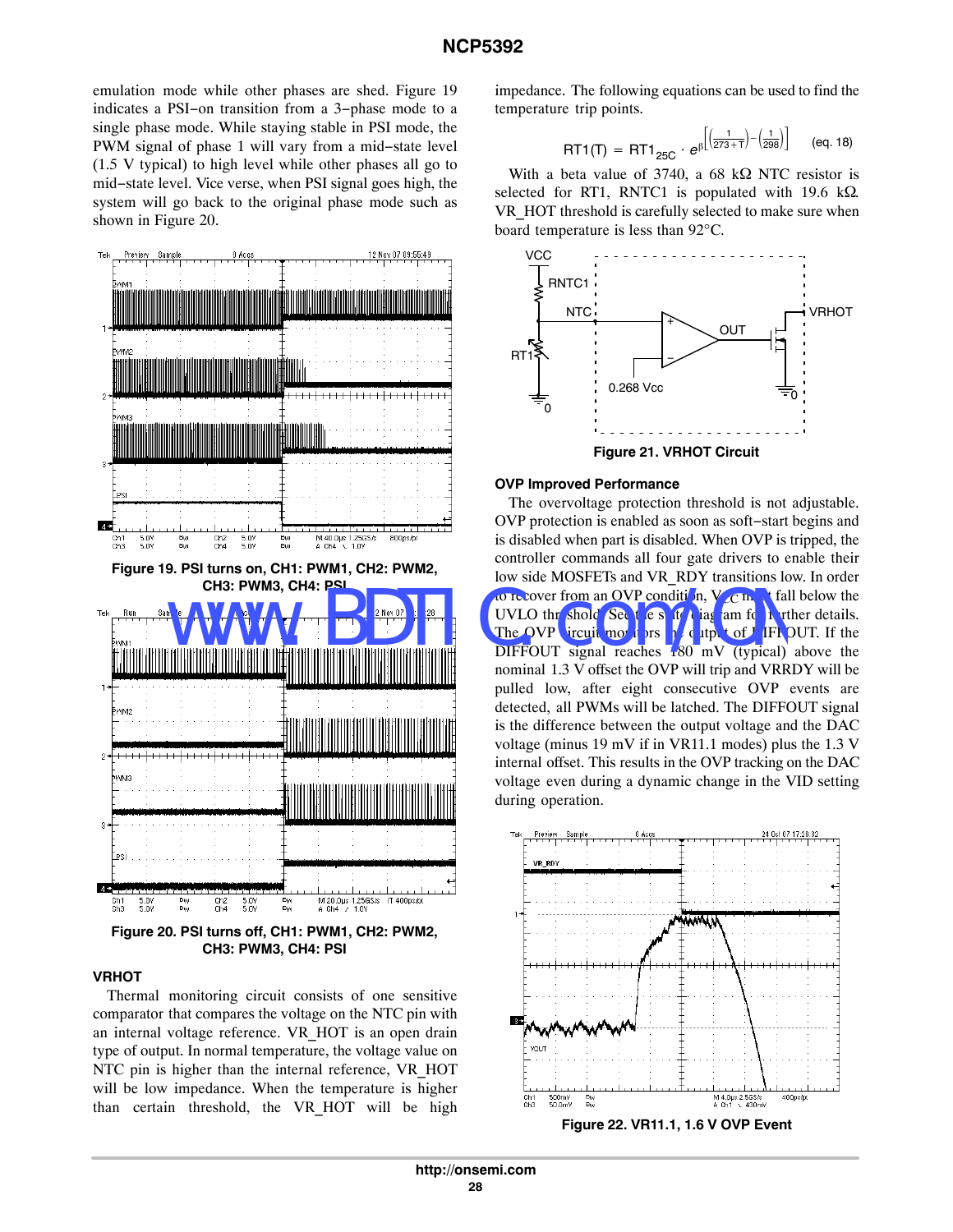emulation mode while other phases are shed. Figure 19 indicates a PSI−on transition from a 3−phase mode to a single phase mode. While staying stable in PSI mode, the PWM signal of phase 1 will vary from a mid−state level (1.5 V typical) to high level while other phases all go to mid−state level. Vice verse, when PSI signal goes high, the system will go back to the original phase mode such as shown in Figure 20.

**Figure 19. PSI turns on, CH1: PWM1, CH2: PWM2, CH3: PWM3, CH4: PSI**

**Figure 20. PSI turns off, CH1: PWM1, CH2: PWM2, CH3: PWM3, CH4: PSI**

### VRHOT

Thermal monitoring circuit consists of one sensitive comparator that compares the voltage on the NTC pin with an internal voltage reference. VR_HOT is an open drain type of output. In normal temperature, the voltage value on NTC pin is higher than the internal reference, VR_HOT will be low impedance. When the temperature is higher than certain threshold, the VR_HOT will be high impedance. The following equations can be used to find the temperature trip points.

$$RT1(T) = RT1_{25C} \cdot e^{\beta\left[\left(\frac{1}{273+T}\right)-\left(\frac{1}{298}\right)\right]} \qquad \text{(eq. 18)}$$

With a beta value of 3740, a 68 kΩ NTC resistor is selected for RT1, RNTC1 is populated with 19.6 kΩ. VR_HOT threshold is carefully selected to make sure when board temperature is less than 92°C.

**Figure 21. VRHOT Circuit**

### OVP Improved Performance

The overvoltage protection threshold is not adjustable. OVP protection is enabled as soon as soft−start begins and is disabled when part is disabled. When OVP is tripped, the controller commands all four gate drivers to enable their low side MOSFETs and VR_RDY transitions low. In order to recover from an OVP condition, $V_{CC}$ must fall below the UVLO threshold. See the state diagram for further details. The OVP circuit monitors the output of DIFFOUT. If the DIFFOUT signal reaches 180 mV (typical) above the nominal 1.3 V offset the OVP will trip and VRRDY will be pulled low, after eight consecutive OVP events are detected, all PWMs will be latched. The DIFFOUT signal is the difference between the output voltage and the DAC voltage (minus 19 mV if in VR11.1 modes) plus the 1.3 V internal offset. This results in the OVP tracking on the DAC voltage even during a dynamic change in the VID setting during operation.

**Figure 22. VR11.1, 1.6 V OVP Event**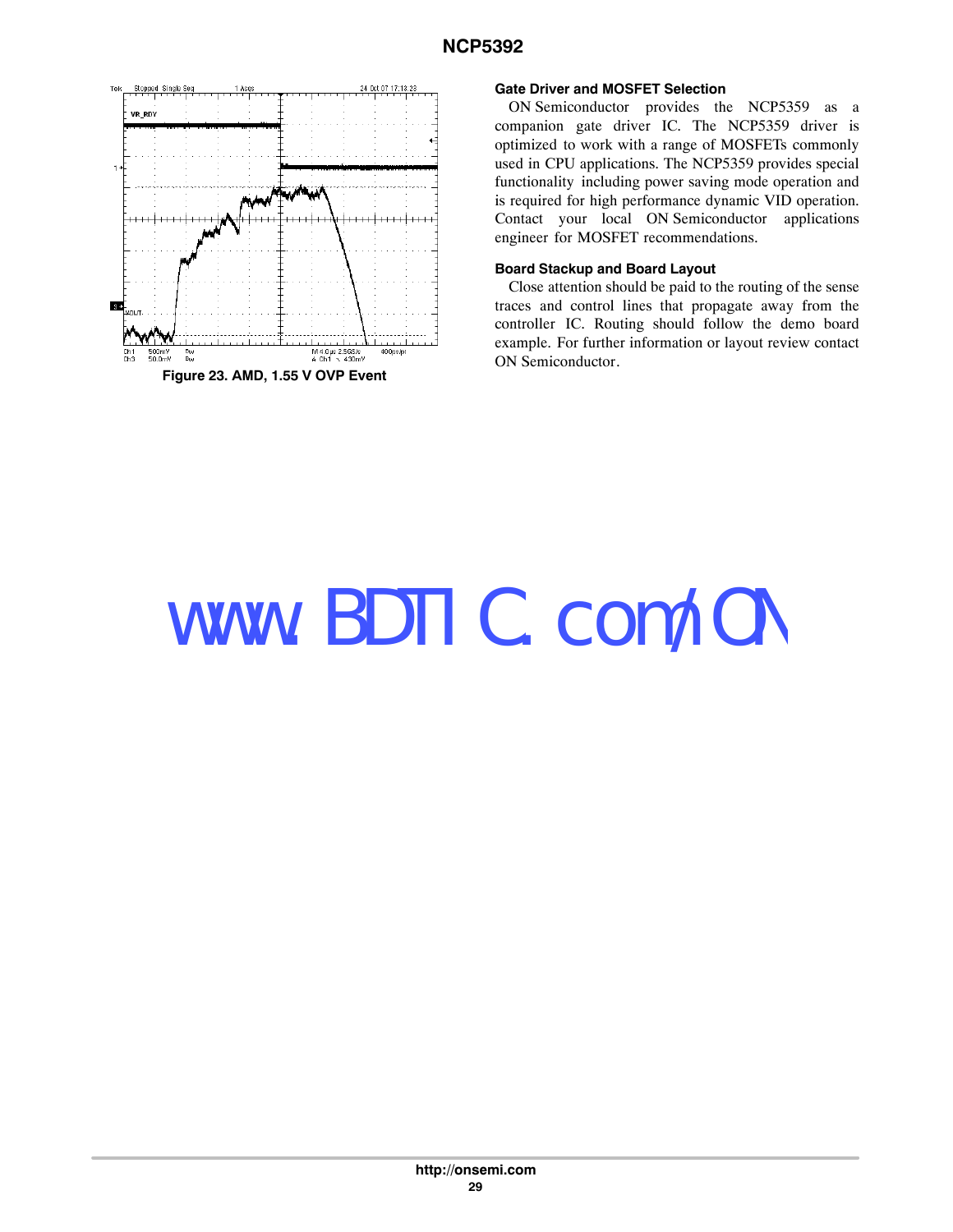Figure 23. AMD, 1.55 V OVP Event

### Gate Driver and MOSFET Selection

ON Semiconductor provides the NCP5359 as a companion gate driver IC. The NCP5359 driver is optimized to work with a range of MOSFETs commonly used in CPU applications. The NCP5359 provides special functionality including power saving mode operation and is required for high performance dynamic VID operation. Contact your local ON Semiconductor applications engineer for MOSFET recommendations.

### Board Stackup and Board Layout

Close attention should be paid to the routing of the sense traces and control lines that propagate away from the controller IC. Routing should follow the demo board example. For further information or layout review contact ON Semiconductor.

www.BDTIC.com/ON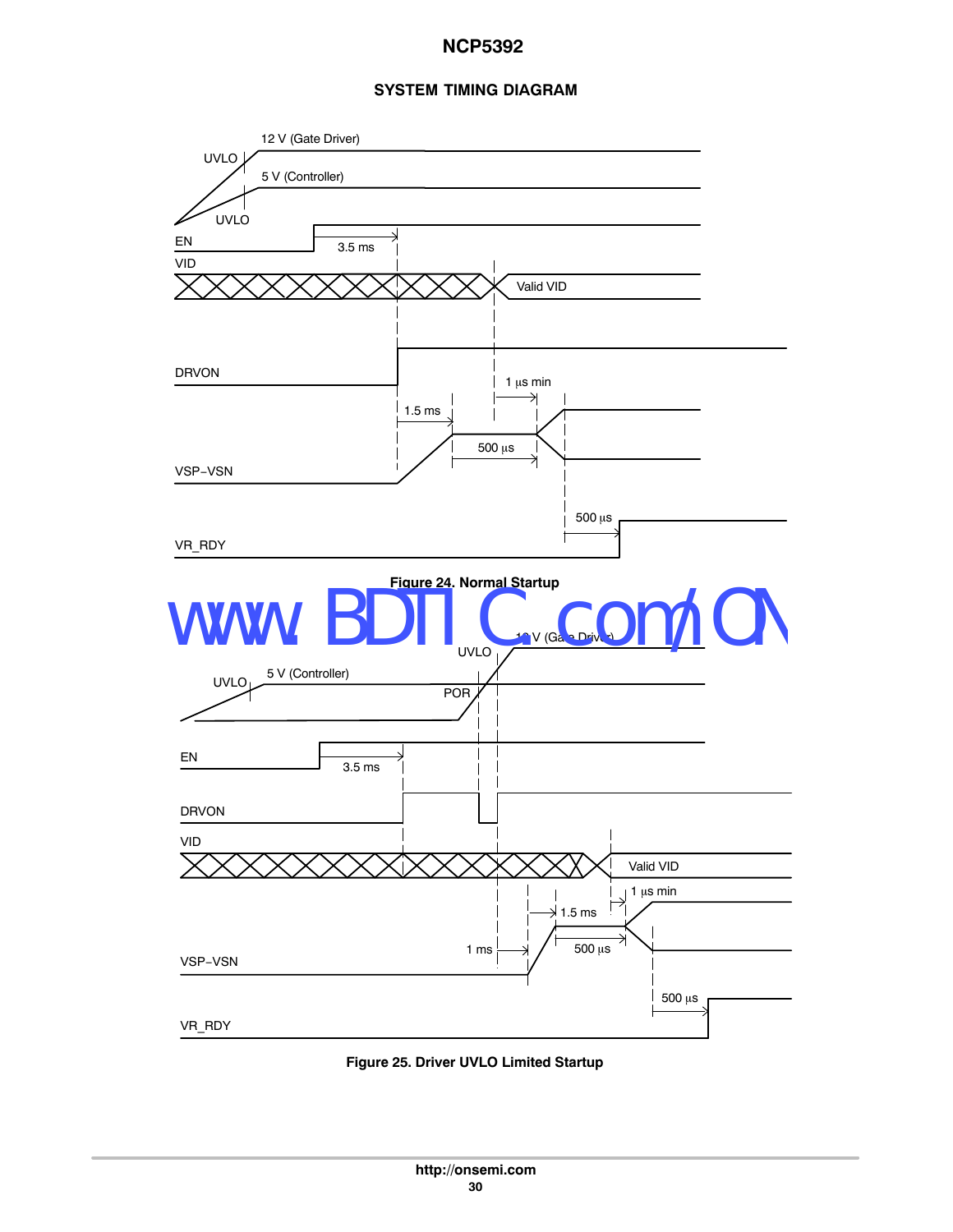## SYSTEM TIMING DIAGRAM

Figure 24. Normal Startup

Figure 25. Driver UVLO Limited Startup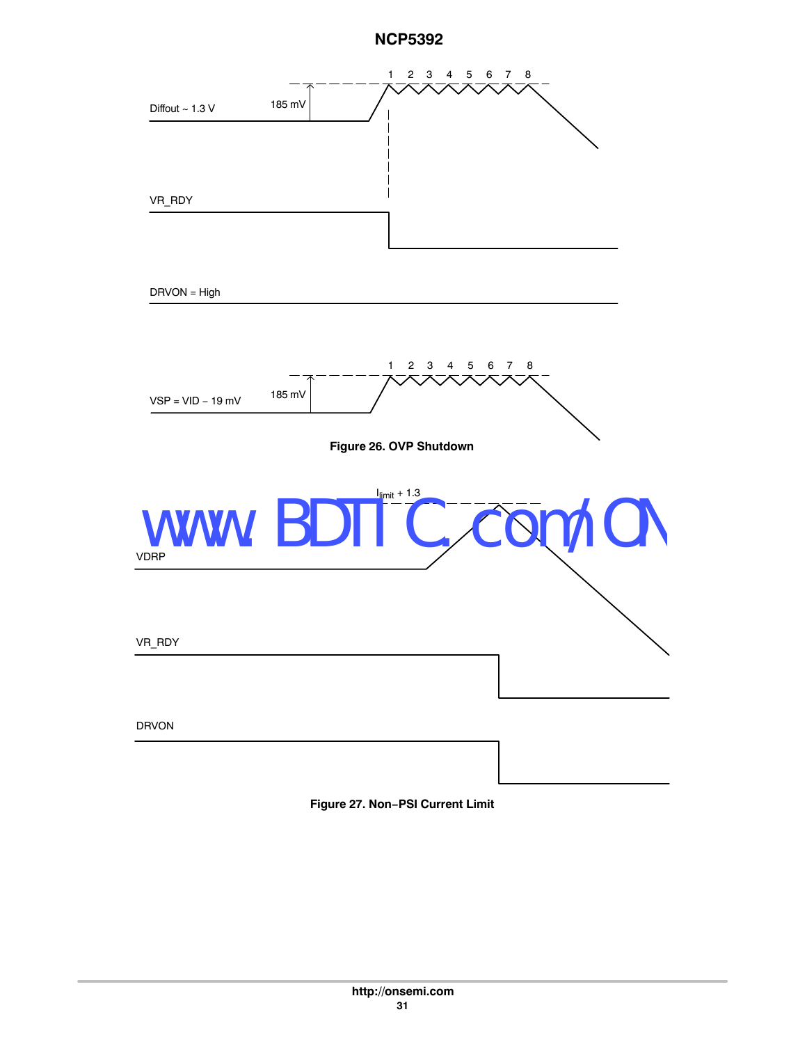Diffout ~ 1.3 V

185 mV

1 2 3 4 5 6 7 8

VR_RDY

DRVON = High

VSP = VID − 19 mV

185 mV

1 2 3 4 5 6 7 8

**Figure 26. OVP Shutdown**

$I_{limit}$ + 1.3

VDRP

VR_RDY

DRVON

**Figure 27. Non−PSI Current Limit**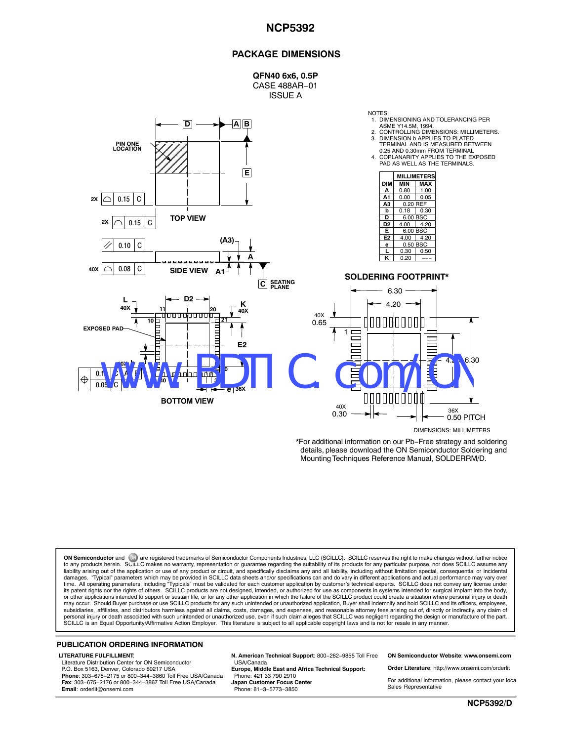## PACKAGE DIMENSIONS

**QFN40 6x6, 0.5P**
CASE 488AR−01
ISSUE A

PIN ONE LOCATION

D
A B
E

2X 0.15 C

2X 0.15 C

TOP VIEW

0.10 C

40X 0.08 C

SIDE VIEW

(A3)
A
A1

C SEATING PLANE

L
40X
D2
K
40X
11
20
10
21
EXPOSED PAD
E2
BOTTOM VIEW
e
36X

NOTES:
1. DIMENSIONING AND TOLERANCING PER ASME Y14.5M, 1994.
2. CONTROLLING DIMENSIONS: MILLIMETERS.
3. DIMENSION b APPLIES TO PLATED TERMINAL AND IS MEASURED BETWEEN 0.25 AND 0.30mm FROM TERMINAL
4. COPLANARITY APPLIES TO THE EXPOSED PAD AS WELL AS THE TERMINALS.

| DIM | MILLIMETERS MIN | MILLIMETERS MAX |
|---|---|---|
| A | 0.80 | 1.00 |
| A1 | 0.00 | 0.05 |
| A3 | 0.20 REF | |
| b | 0.18 | 0.30 |
| D | 6.00 BSC | |
| D2 | 4.00 | 4.20 |
| E | 6.00 BSC | |
| E2 | 4.00 | 4.20 |
| e | 0.50 BSC | |
| L | 0.30 | 0.50 |
| K | 0.20 | --- |

### SOLDERING FOOTPRINT*

6.30
4.20
40X
0.65
1
4.20
6.30
40X
0.30
36X
0.50 PITCH

DIMENSIONS: MILLIMETERS

*For additional information on our Pb−Free strategy and soldering details, please download the ON Semiconductor Soldering and Mounting Techniques Reference Manual, SOLDERRM/D.

**ON Semiconductor** and the ON logo are registered trademarks of Semiconductor Components Industries, LLC (SCILLC). SCILLC reserves the right to make changes without further notice to any products herein. SCILLC makes no warranty, representation or guarantee regarding the suitability of its products for any particular purpose, nor does SCILLC assume any liability arising out of the application or use of any product or circuit, and specifically disclaims any and all liability, including without limitation special, consequential or incidental damages. "Typical" parameters which may be provided in SCILLC data sheets and/or specifications can and do vary in different applications and actual performance may vary over time. All operating parameters, including "Typicals" must be validated for each customer application by customer's technical experts. SCILLC does not convey any license under its patent rights nor the rights of others. SCILLC products are not designed, intended, or authorized for use as components in systems intended for surgical implant into the body, or other applications intended to support or sustain life, or for any other application in which the failure of the SCILLC product could create a situation where personal injury or death may occur. Should Buyer purchase or use SCILLC products for any such unintended or unauthorized application, Buyer shall indemnify and hold SCILLC and its officers, employees, subsidiaries, affiliates, and distributors harmless against all claims, costs, damages, and expenses, and reasonable attorney fees arising out of, directly or indirectly, any claim of personal injury or death associated with such unintended or unauthorized use, even if such claim alleges that SCILLC was negligent regarding the design or manufacture of the part. SCILLC is an Equal Opportunity/Affirmative Action Employer. This literature is subject to all applicable copyright laws and is not for resale in any manner.

### PUBLICATION ORDERING INFORMATION

**LITERATURE FULFILLMENT:**
Literature Distribution Center for ON Semiconductor
P.O. Box 5163, Denver, Colorado 80217 USA
**Phone**: 303−675−2175 or 800−344−3860 Toll Free USA/Canada
**Fax**: 303−675−2176 or 800−344−3867 Toll Free USA/Canada
**Email**: orderlit@onsemi.com

**N. American Technical Support**: 800−282−9855 Toll Free USA/Canada
**Europe, Middle East and Africa Technical Support:**
Phone: 421 33 790 2910
**Japan Customer Focus Center**
Phone: 81−3−5773−3850

**ON Semiconductor Website**: **www.onsemi.com**

**Order Literature**: http://www.onsemi.com/orderlit

For additional information, please contact your local Sales Representative

**NCP5392/D**